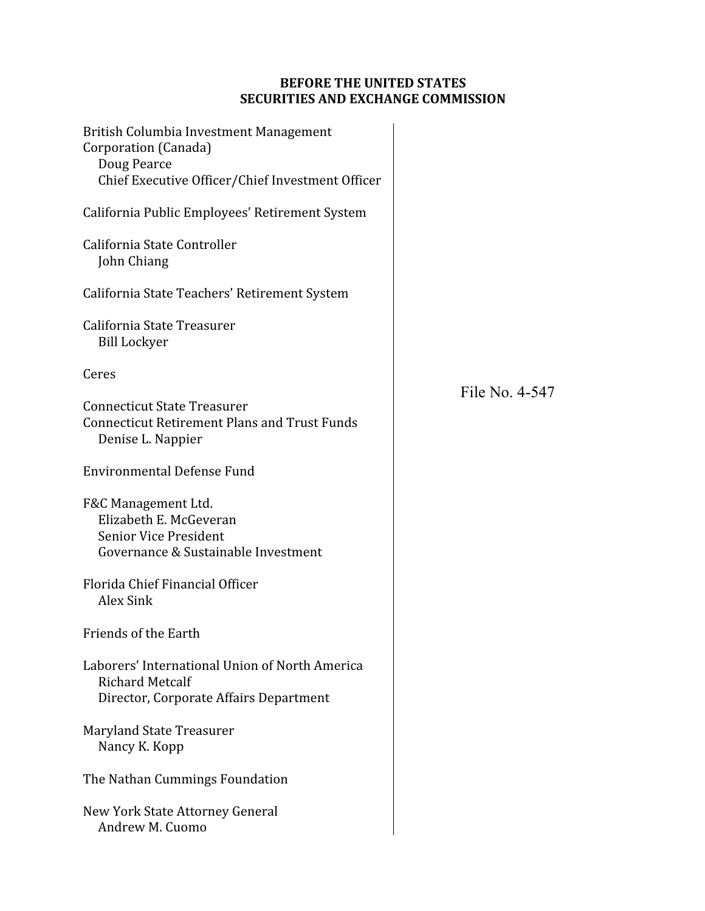**BEFORE THE UNITED STATES**
**SECURITIES AND EXCHANGE COMMISSION**

British Columbia Investment Management Corporation (Canada)
Doug Pearce
Chief Executive Officer/Chief Investment Officer

California Public Employees' Retirement System

California State Controller
John Chiang

California State Teachers' Retirement System

California State Treasurer
Bill Lockyer

Ceres

Connecticut State Treasurer
Connecticut Retirement Plans and Trust Funds
Denise L. Nappier

Environmental Defense Fund

F&C Management Ltd.
Elizabeth E. McGeveran
Senior Vice President
Governance & Sustainable Investment

Florida Chief Financial Officer
Alex Sink

Friends of the Earth

Laborers' International Union of North America
Richard Metcalf
Director, Corporate Affairs Department

Maryland State Treasurer
Nancy K. Kopp

The Nathan Cummings Foundation

New York State Attorney General
Andrew M. Cuomo

File No. 4-547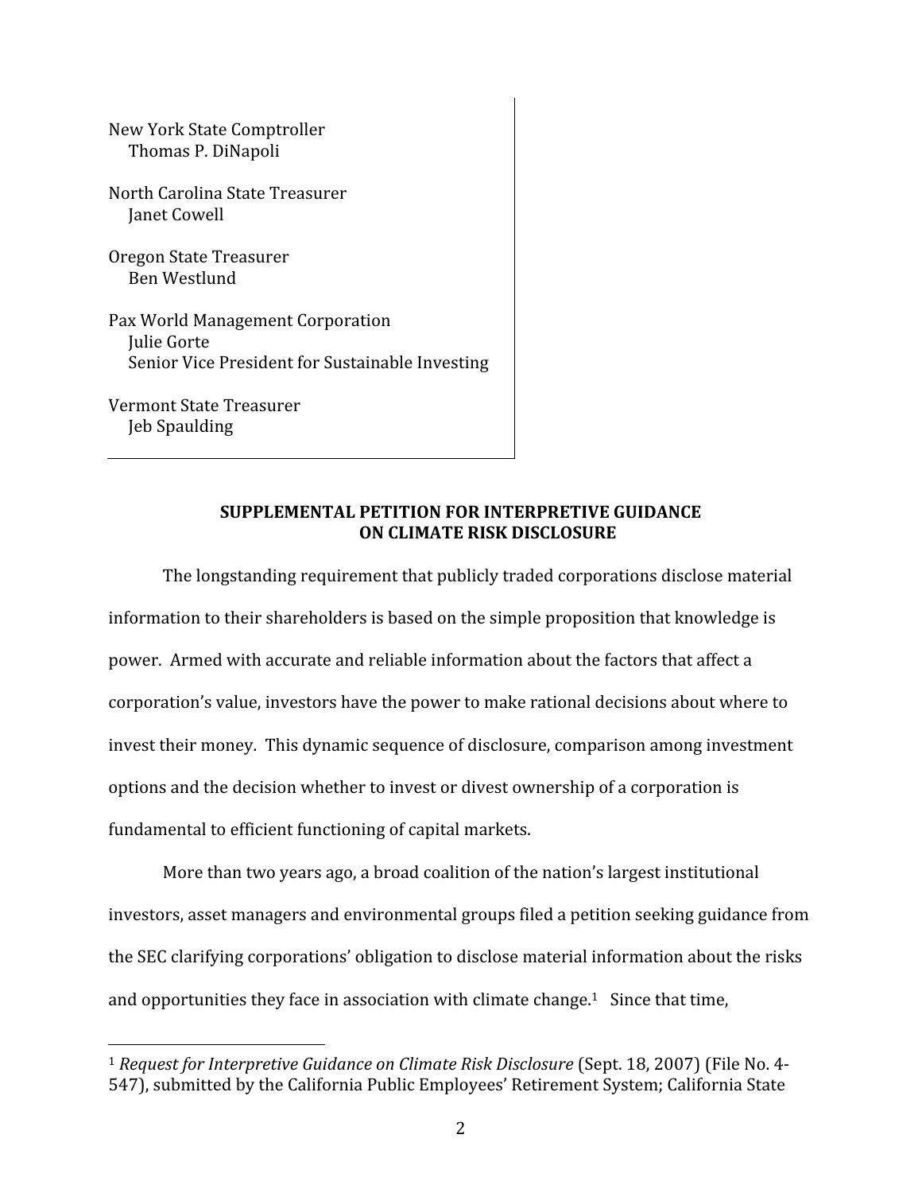New York State Comptroller
Thomas P. DiNapoli

North Carolina State Treasurer
Janet Cowell

Oregon State Treasurer
Ben Westlund

Pax World Management Corporation
Julie Gorte
Senior Vice President for Sustainable Investing

Vermont State Treasurer
Jeb Spaulding

**SUPPLEMENTAL PETITION FOR INTERPRETIVE GUIDANCE ON CLIMATE RISK DISCLOSURE**

The longstanding requirement that publicly traded corporations disclose material information to their shareholders is based on the simple proposition that knowledge is power. Armed with accurate and reliable information about the factors that affect a corporation's value, investors have the power to make rational decisions about where to invest their money. This dynamic sequence of disclosure, comparison among investment options and the decision whether to invest or divest ownership of a corporation is fundamental to efficient functioning of capital markets.

More than two years ago, a broad coalition of the nation's largest institutional investors, asset managers and environmental groups filed a petition seeking guidance from the SEC clarifying corporations' obligation to disclose material information about the risks and opportunities they face in association with climate change.[1] Since that time,

[1] *Request for Interpretive Guidance on Climate Risk Disclosure* (Sept. 18, 2007) (File No. 4-547), submitted by the California Public Employees' Retirement System; California State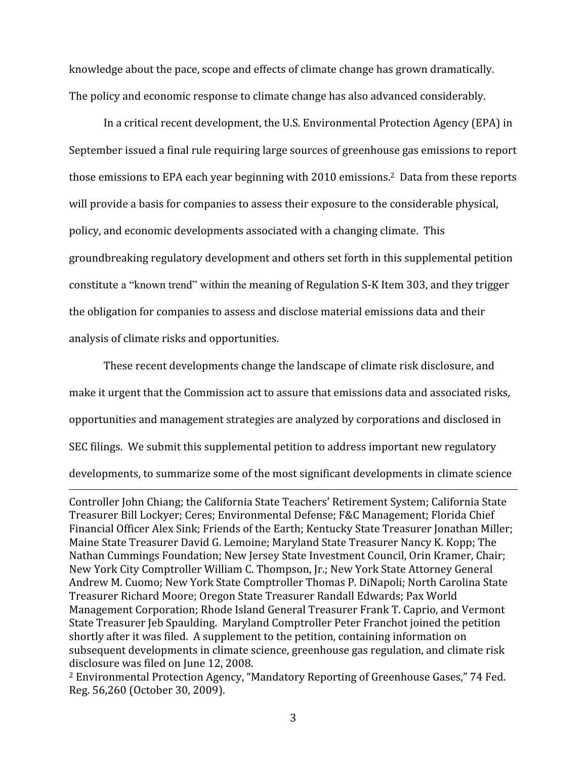knowledge about the pace, scope and effects of climate change has grown dramatically. The policy and economic response to climate change has also advanced considerably.

In a critical recent development, the U.S. Environmental Protection Agency (EPA) in September issued a final rule requiring large sources of greenhouse gas emissions to report those emissions to EPA each year beginning with 2010 emissions.[2] Data from these reports will provide a basis for companies to assess their exposure to the considerable physical, policy, and economic developments associated with a changing climate. This groundbreaking regulatory development and others set forth in this supplemental petition constitute a "known trend" within the meaning of Regulation S-K Item 303, and they trigger the obligation for companies to assess and disclose material emissions data and their analysis of climate risks and opportunities.

These recent developments change the landscape of climate risk disclosure, and make it urgent that the Commission act to assure that emissions data and associated risks, opportunities and management strategies are analyzed by corporations and disclosed in SEC filings. We submit this supplemental petition to address important new regulatory developments, to summarize some of the most significant developments in climate science

---

Controller John Chiang; the California State Teachers' Retirement System; California State Treasurer Bill Lockyer; Ceres; Environmental Defense; F&C Management; Florida Chief Financial Officer Alex Sink; Friends of the Earth; Kentucky State Treasurer Jonathan Miller; Maine State Treasurer David G. Lemoine; Maryland State Treasurer Nancy K. Kopp; The Nathan Cummings Foundation; New Jersey State Investment Council, Orin Kramer, Chair; New York City Comptroller William C. Thompson, Jr.; New York State Attorney General Andrew M. Cuomo; New York State Comptroller Thomas P. DiNapoli; North Carolina State Treasurer Richard Moore; Oregon State Treasurer Randall Edwards; Pax World Management Corporation; Rhode Island General Treasurer Frank T. Caprio, and Vermont State Treasurer Jeb Spaulding. Maryland Comptroller Peter Franchot joined the petition shortly after it was filed. A supplement to the petition, containing information on subsequent developments in climate science, greenhouse gas regulation, and climate risk disclosure was filed on June 12, 2008.

[2] Environmental Protection Agency, "Mandatory Reporting of Greenhouse Gases," 74 Fed. Reg. 56,260 (October 30, 2009).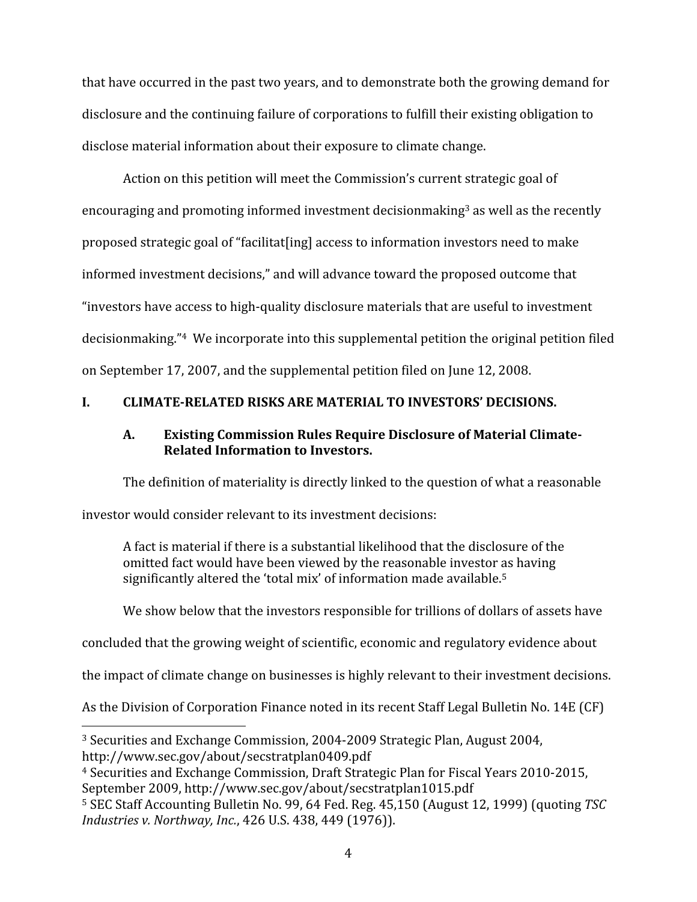that have occurred in the past two years, and to demonstrate both the growing demand for disclosure and the continuing failure of corporations to fulfill their existing obligation to disclose material information about their exposure to climate change.

Action on this petition will meet the Commission's current strategic goal of encouraging and promoting informed investment decisionmaking[3] as well as the recently proposed strategic goal of "facilitat[ing] access to information investors need to make informed investment decisions," and will advance toward the proposed outcome that "investors have access to high-quality disclosure materials that are useful to investment decisionmaking."[4] We incorporate into this supplemental petition the original petition filed on September 17, 2007, and the supplemental petition filed on June 12, 2008.

## I. CLIMATE-RELATED RISKS ARE MATERIAL TO INVESTORS' DECISIONS.

### A. Existing Commission Rules Require Disclosure of Material Climate-Related Information to Investors.

The definition of materiality is directly linked to the question of what a reasonable investor would consider relevant to its investment decisions:

> A fact is material if there is a substantial likelihood that the disclosure of the omitted fact would have been viewed by the reasonable investor as having significantly altered the 'total mix' of information made available.[5]

We show below that the investors responsible for trillions of dollars of assets have concluded that the growing weight of scientific, economic and regulatory evidence about the impact of climate change on businesses is highly relevant to their investment decisions. As the Division of Corporation Finance noted in its recent Staff Legal Bulletin No. 14E (CF)

---

[3] Securities and Exchange Commission, 2004-2009 Strategic Plan, August 2004, http://www.sec.gov/about/secstratplan0409.pdf

[4] Securities and Exchange Commission, Draft Strategic Plan for Fiscal Years 2010-2015, September 2009, http://www.sec.gov/about/secstratplan1015.pdf

[5] SEC Staff Accounting Bulletin No. 99, 64 Fed. Reg. 45,150 (August 12, 1999) (quoting *TSC Industries v. Northway, Inc.*, 426 U.S. 438, 449 (1976)).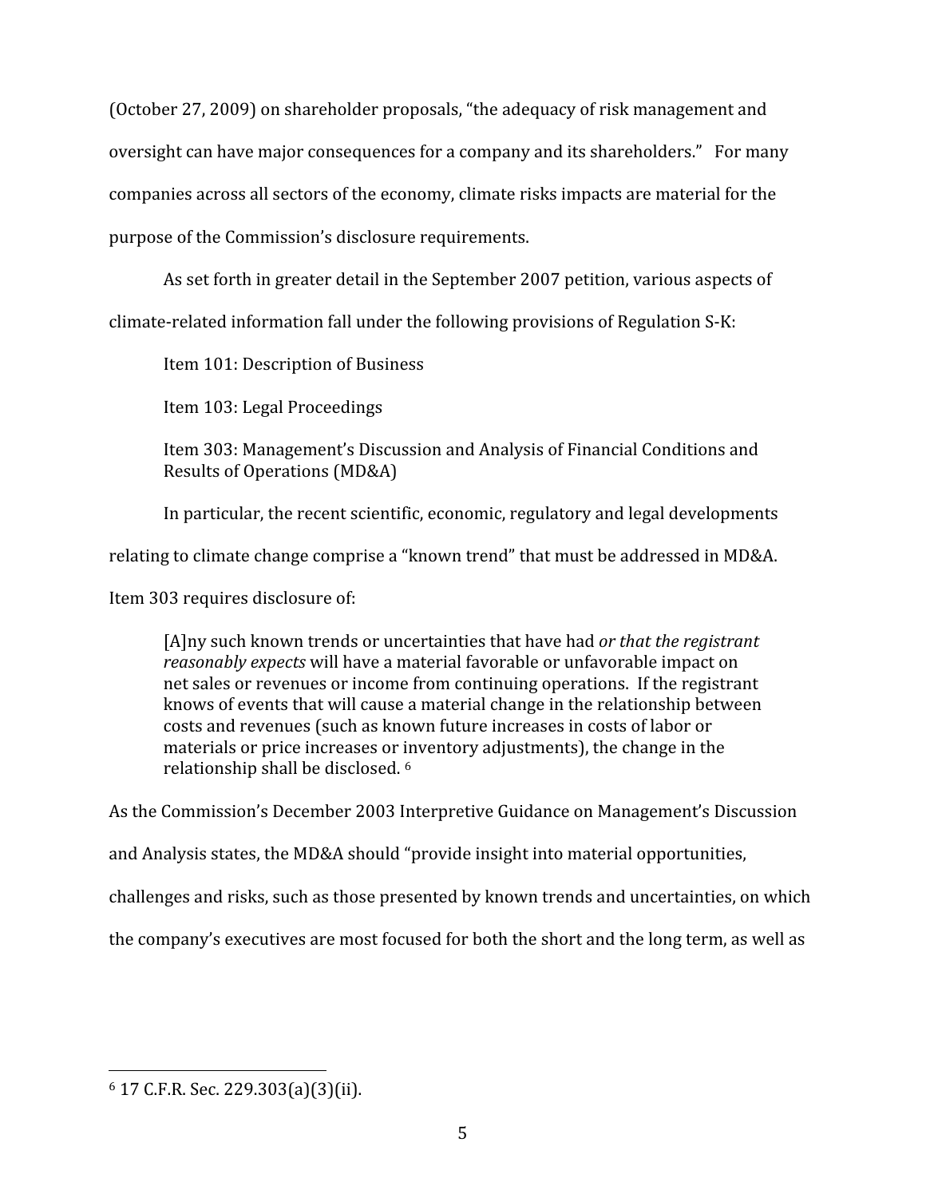(October 27, 2009) on shareholder proposals, "the adequacy of risk management and oversight can have major consequences for a company and its shareholders." For many companies across all sectors of the economy, climate risks impacts are material for the purpose of the Commission's disclosure requirements.

As set forth in greater detail in the September 2007 petition, various aspects of climate-related information fall under the following provisions of Regulation S-K:

Item 101: Description of Business

Item 103: Legal Proceedings

Item 303: Management's Discussion and Analysis of Financial Conditions and Results of Operations (MD&A)

In particular, the recent scientific, economic, regulatory and legal developments relating to climate change comprise a "known trend" that must be addressed in MD&A. Item 303 requires disclosure of:

> [A]ny such known trends or uncertainties that have had *or that the registrant reasonably expects* will have a material favorable or unfavorable impact on net sales or revenues or income from continuing operations. If the registrant knows of events that will cause a material change in the relationship between costs and revenues (such as known future increases in costs of labor or materials or price increases or inventory adjustments), the change in the relationship shall be disclosed. [6]

As the Commission's December 2003 Interpretive Guidance on Management's Discussion and Analysis states, the MD&A should "provide insight into material opportunities, challenges and risks, such as those presented by known trends and uncertainties, on which the company's executives are most focused for both the short and the long term, as well as

[6] 17 C.F.R. Sec. 229.303(a)(3)(ii).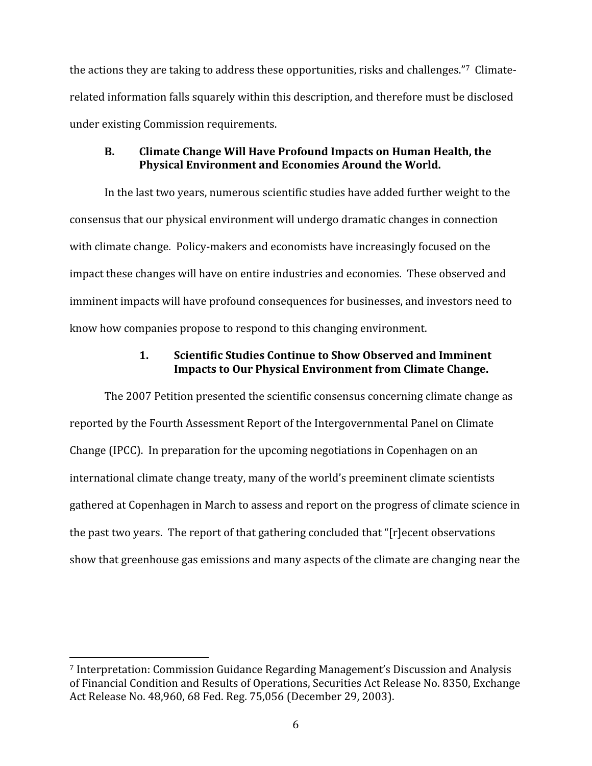the actions they are taking to address these opportunities, risks and challenges."[7] Climate-related information falls squarely within this description, and therefore must be disclosed under existing Commission requirements.

### B. Climate Change Will Have Profound Impacts on Human Health, the Physical Environment and Economies Around the World.

In the last two years, numerous scientific studies have added further weight to the consensus that our physical environment will undergo dramatic changes in connection with climate change. Policy-makers and economists have increasingly focused on the impact these changes will have on entire industries and economies. These observed and imminent impacts will have profound consequences for businesses, and investors need to know how companies propose to respond to this changing environment.

#### 1. Scientific Studies Continue to Show Observed and Imminent Impacts to Our Physical Environment from Climate Change.

The 2007 Petition presented the scientific consensus concerning climate change as reported by the Fourth Assessment Report of the Intergovernmental Panel on Climate Change (IPCC). In preparation for the upcoming negotiations in Copenhagen on an international climate change treaty, many of the world's preeminent climate scientists gathered at Copenhagen in March to assess and report on the progress of climate science in the past two years. The report of that gathering concluded that "[r]ecent observations show that greenhouse gas emissions and many aspects of the climate are changing near the

---

[7] Interpretation: Commission Guidance Regarding Management's Discussion and Analysis of Financial Condition and Results of Operations, Securities Act Release No. 8350, Exchange Act Release No. 48,960, 68 Fed. Reg. 75,056 (December 29, 2003).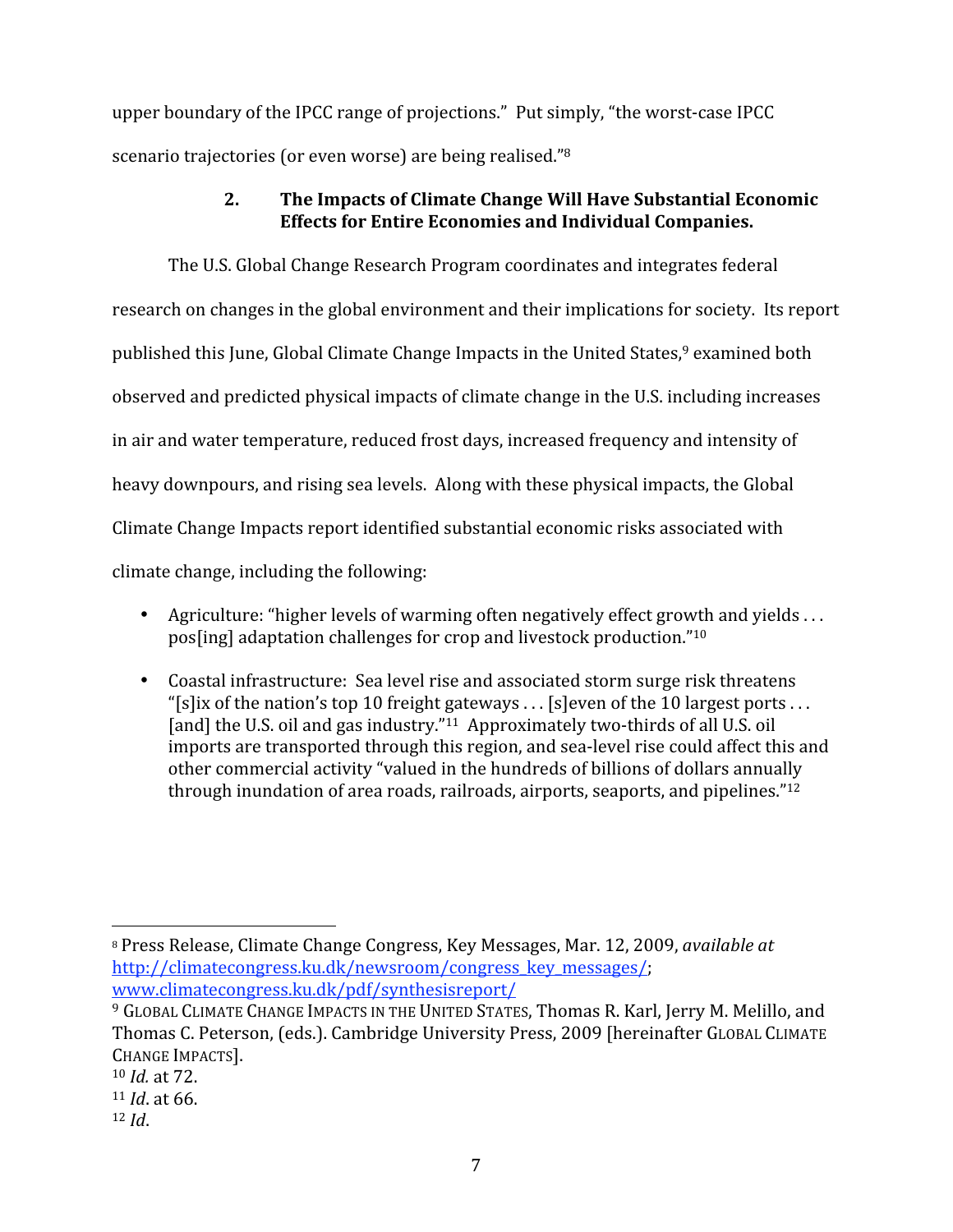upper boundary of the IPCC range of projections." Put simply, "the worst-case IPCC scenario trajectories (or even worse) are being realised."[8]

### 2. The Impacts of Climate Change Will Have Substantial Economic Effects for Entire Economies and Individual Companies.

The U.S. Global Change Research Program coordinates and integrates federal research on changes in the global environment and their implications for society. Its report published this June, Global Climate Change Impacts in the United States,[9] examined both observed and predicted physical impacts of climate change in the U.S. including increases in air and water temperature, reduced frost days, increased frequency and intensity of heavy downpours, and rising sea levels. Along with these physical impacts, the Global Climate Change Impacts report identified substantial economic risks associated with climate change, including the following:

- Agriculture: "higher levels of warming often negatively effect growth and yields . . . pos[ing] adaptation challenges for crop and livestock production."[10]
- Coastal infrastructure: Sea level rise and associated storm surge risk threatens "[s]ix of the nation's top 10 freight gateways . . . [s]even of the 10 largest ports . . . [and] the U.S. oil and gas industry."[11] Approximately two-thirds of all U.S. oil imports are transported through this region, and sea-level rise could affect this and other commercial activity "valued in the hundreds of billions of dollars annually through inundation of area roads, railroads, airports, seaports, and pipelines."[12]

---

[8] Press Release, Climate Change Congress, Key Messages, Mar. 12, 2009, *available at* http://climatecongress.ku.dk/newsroom/congress_key_messages/; www.climatecongress.ku.dk/pdf/synthesisreport/

[9] GLOBAL CLIMATE CHANGE IMPACTS IN THE UNITED STATES, Thomas R. Karl, Jerry M. Melillo, and Thomas C. Peterson, (eds.). Cambridge University Press, 2009 [hereinafter GLOBAL CLIMATE CHANGE IMPACTS].

[10] *Id.* at 72.

[11] *Id*. at 66.

[12] *Id*.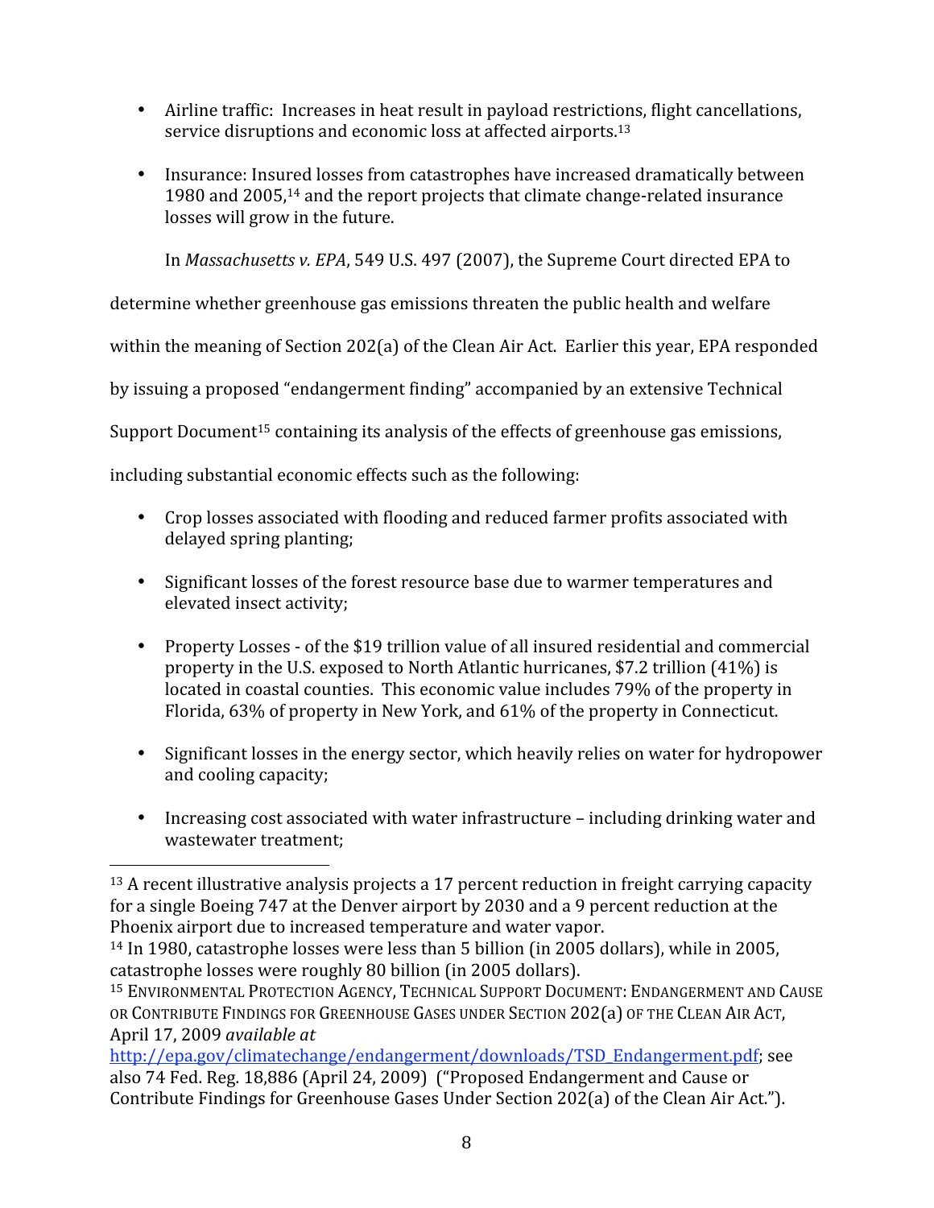- Airline traffic: Increases in heat result in payload restrictions, flight cancellations, service disruptions and economic loss at affected airports.[13]

- Insurance: Insured losses from catastrophes have increased dramatically between 1980 and 2005,[14] and the report projects that climate change-related insurance losses will grow in the future.

In *Massachusetts v. EPA*, 549 U.S. 497 (2007), the Supreme Court directed EPA to determine whether greenhouse gas emissions threaten the public health and welfare within the meaning of Section 202(a) of the Clean Air Act. Earlier this year, EPA responded by issuing a proposed "endangerment finding" accompanied by an extensive Technical Support Document[15] containing its analysis of the effects of greenhouse gas emissions, including substantial economic effects such as the following:

- Crop losses associated with flooding and reduced farmer profits associated with delayed spring planting;

- Significant losses of the forest resource base due to warmer temperatures and elevated insect activity;

- Property Losses - of the $19 trillion value of all insured residential and commercial property in the U.S. exposed to North Atlantic hurricanes, $7.2 trillion (41%) is located in coastal counties. This economic value includes 79% of the property in Florida, 63% of property in New York, and 61% of the property in Connecticut.

- Significant losses in the energy sector, which heavily relies on water for hydropower and cooling capacity;

- Increasing cost associated with water infrastructure – including drinking water and wastewater treatment;

---

[13] A recent illustrative analysis projects a 17 percent reduction in freight carrying capacity for a single Boeing 747 at the Denver airport by 2030 and a 9 percent reduction at the Phoenix airport due to increased temperature and water vapor.

[14] In 1980, catastrophe losses were less than 5 billion (in 2005 dollars), while in 2005, catastrophe losses were roughly 80 billion (in 2005 dollars).

[15] ENVIRONMENTAL PROTECTION AGENCY, TECHNICAL SUPPORT DOCUMENT: ENDANGERMENT AND CAUSE OR CONTRIBUTE FINDINGS FOR GREENHOUSE GASES UNDER SECTION 202(a) OF THE CLEAN AIR ACT, April 17, 2009 *available at* http://epa.gov/climatechange/endangerment/downloads/TSD_Endangerment.pdf; see also 74 Fed. Reg. 18,886 (April 24, 2009) ("Proposed Endangerment and Cause or Contribute Findings for Greenhouse Gases Under Section 202(a) of the Clean Air Act.").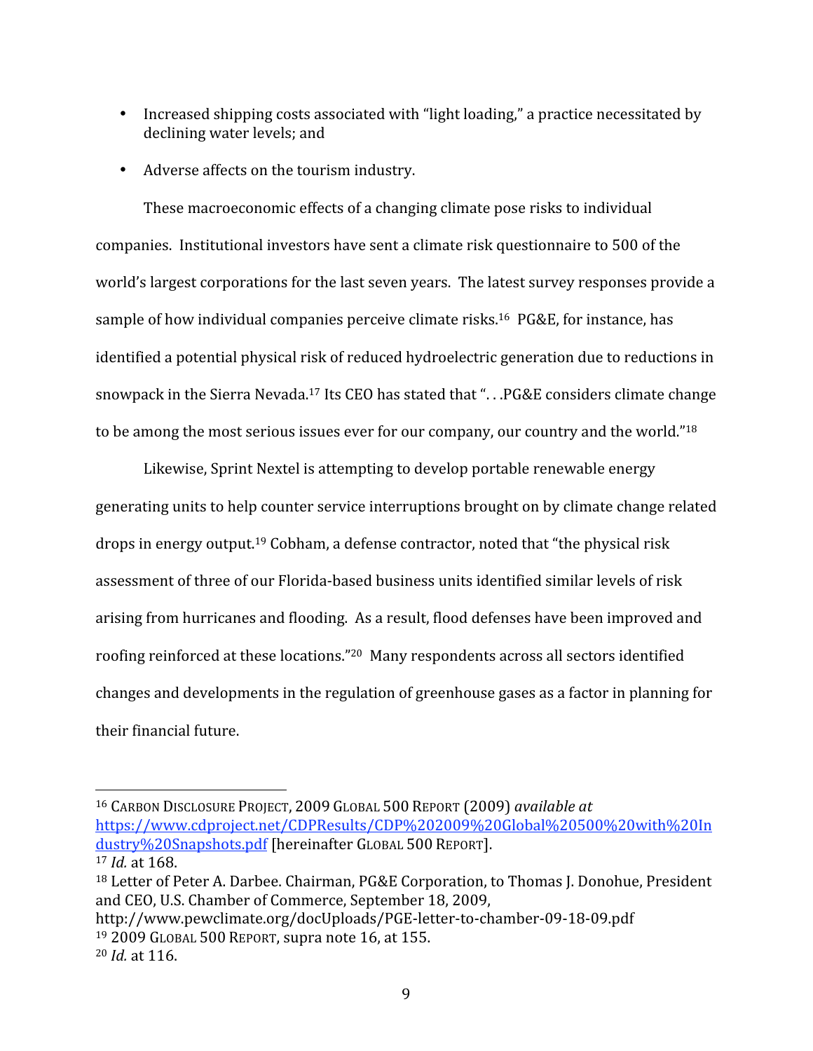- Increased shipping costs associated with "light loading," a practice necessitated by declining water levels; and
- Adverse affects on the tourism industry.

These macroeconomic effects of a changing climate pose risks to individual companies. Institutional investors have sent a climate risk questionnaire to 500 of the world's largest corporations for the last seven years. The latest survey responses provide a sample of how individual companies perceive climate risks.[16] PG&E, for instance, has identified a potential physical risk of reduced hydroelectric generation due to reductions in snowpack in the Sierra Nevada.[17] Its CEO has stated that ". . .PG&E considers climate change to be among the most serious issues ever for our company, our country and the world."[18]

Likewise, Sprint Nextel is attempting to develop portable renewable energy generating units to help counter service interruptions brought on by climate change related drops in energy output.[19] Cobham, a defense contractor, noted that "the physical risk assessment of three of our Florida-based business units identified similar levels of risk arising from hurricanes and flooding. As a result, flood defenses have been improved and roofing reinforced at these locations."[20] Many respondents across all sectors identified changes and developments in the regulation of greenhouse gases as a factor in planning for their financial future.

---

[16] CARBON DISCLOSURE PROJECT, 2009 GLOBAL 500 REPORT (2009) *available at* https://www.cdproject.net/CDPResults/CDP%202009%20Global%20500%20with%20Industry%20Snapshots.pdf [hereinafter GLOBAL 500 REPORT].

[17] *Id.* at 168.

[18] Letter of Peter A. Darbee. Chairman, PG&E Corporation, to Thomas J. Donohue, President and CEO, U.S. Chamber of Commerce, September 18, 2009, http://www.pewclimate.org/docUploads/PGE-letter-to-chamber-09-18-09.pdf

[19] 2009 GLOBAL 500 REPORT, supra note 16, at 155.

[20] *Id.* at 116.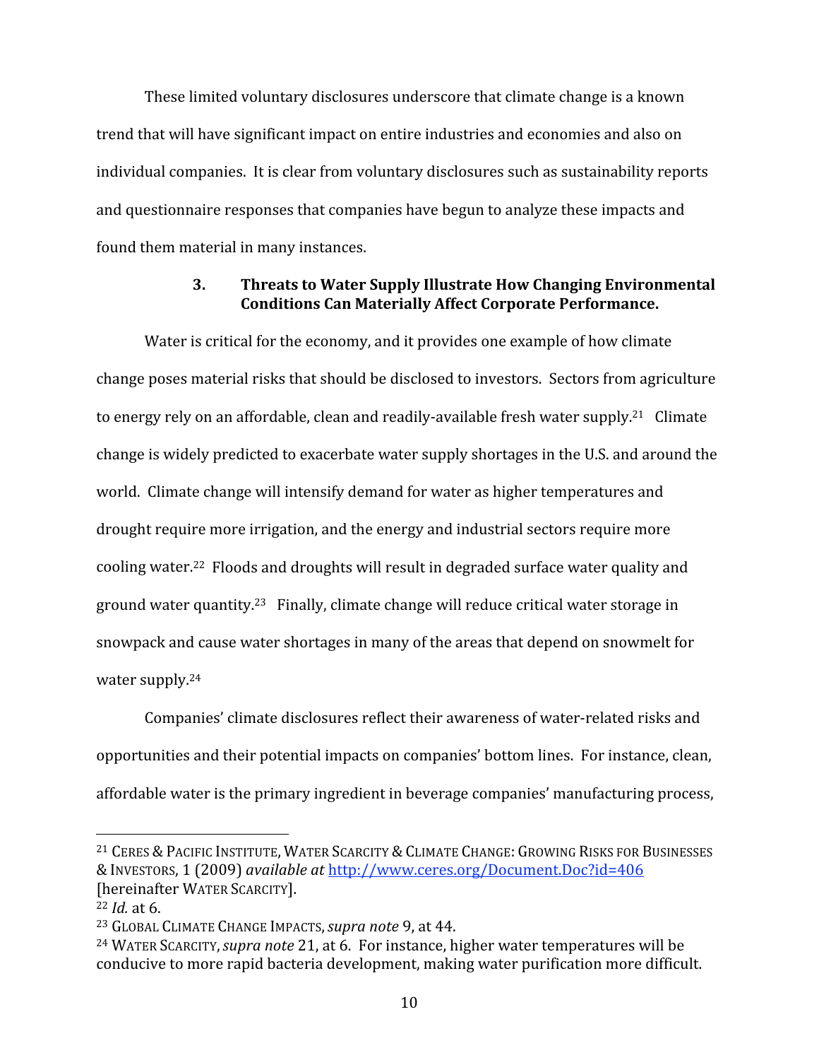These limited voluntary disclosures underscore that climate change is a known trend that will have significant impact on entire industries and economies and also on individual companies. It is clear from voluntary disclosures such as sustainability reports and questionnaire responses that companies have begun to analyze these impacts and found them material in many instances.

### 3. Threats to Water Supply Illustrate How Changing Environmental Conditions Can Materially Affect Corporate Performance.

Water is critical for the economy, and it provides one example of how climate change poses material risks that should be disclosed to investors. Sectors from agriculture to energy rely on an affordable, clean and readily-available fresh water supply.[21] Climate change is widely predicted to exacerbate water supply shortages in the U.S. and around the world. Climate change will intensify demand for water as higher temperatures and drought require more irrigation, and the energy and industrial sectors require more cooling water.[22] Floods and droughts will result in degraded surface water quality and ground water quantity.[23] Finally, climate change will reduce critical water storage in snowpack and cause water shortages in many of the areas that depend on snowmelt for water supply.[24]

Companies' climate disclosures reflect their awareness of water-related risks and opportunities and their potential impacts on companies' bottom lines. For instance, clean, affordable water is the primary ingredient in beverage companies' manufacturing process,

---

[21] CERES & PACIFIC INSTITUTE, WATER SCARCITY & CLIMATE CHANGE: GROWING RISKS FOR BUSINESSES & INVESTORS, 1 (2009) *available at* http://www.ceres.org/Document.Doc?id=406 [hereinafter WATER SCARCITY].

[22] *Id.* at 6.

[23] GLOBAL CLIMATE CHANGE IMPACTS, *supra note* 9, at 44.

[24] WATER SCARCITY, *supra note* 21, at 6. For instance, higher water temperatures will be conducive to more rapid bacteria development, making water purification more difficult.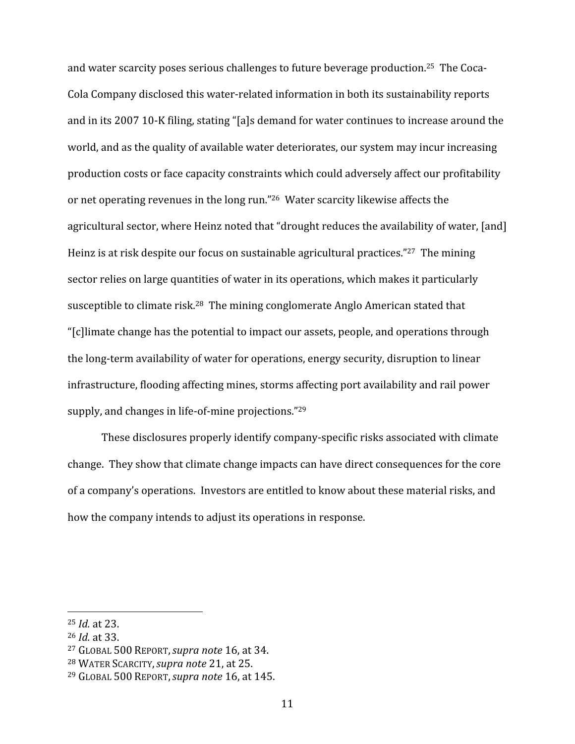and water scarcity poses serious challenges to future beverage production.[25] The Coca-Cola Company disclosed this water-related information in both its sustainability reports and in its 2007 10-K filing, stating "[a]s demand for water continues to increase around the world, and as the quality of available water deteriorates, our system may incur increasing production costs or face capacity constraints which could adversely affect our profitability or net operating revenues in the long run."[26] Water scarcity likewise affects the agricultural sector, where Heinz noted that "drought reduces the availability of water, [and] Heinz is at risk despite our focus on sustainable agricultural practices."[27] The mining sector relies on large quantities of water in its operations, which makes it particularly susceptible to climate risk.[28] The mining conglomerate Anglo American stated that "[c]limate change has the potential to impact our assets, people, and operations through the long-term availability of water for operations, energy security, disruption to linear infrastructure, flooding affecting mines, storms affecting port availability and rail power supply, and changes in life-of-mine projections."[29]

These disclosures properly identify company-specific risks associated with climate change. They show that climate change impacts can have direct consequences for the core of a company's operations. Investors are entitled to know about these material risks, and how the company intends to adjust its operations in response.

---

[25] *Id.* at 23.

[26] *Id.* at 33.

[27] GLOBAL 500 REPORT, *supra note* 16, at 34.

[28] WATER SCARCITY, *supra note* 21, at 25.

[29] GLOBAL 500 REPORT, *supra note* 16, at 145.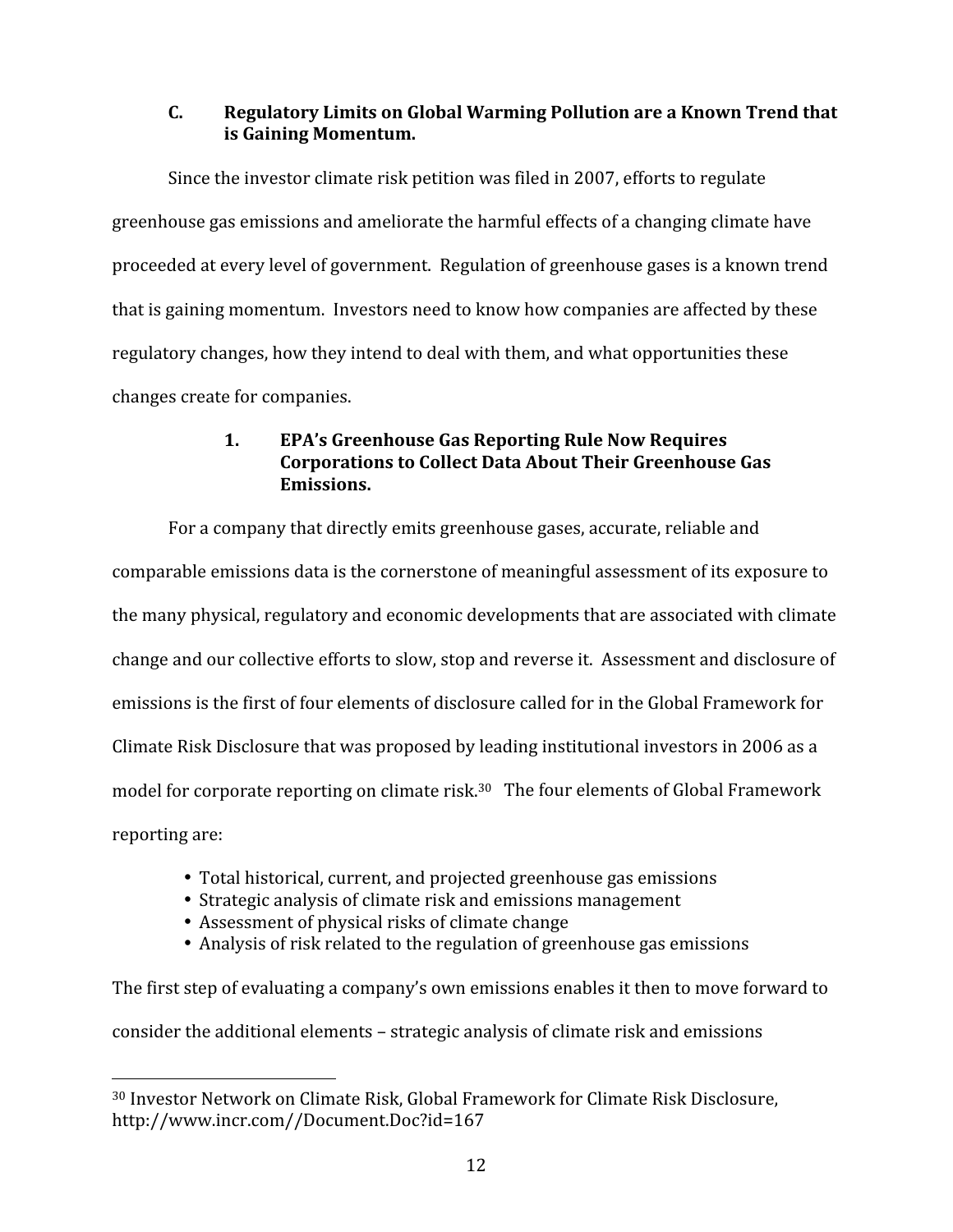### C. Regulatory Limits on Global Warming Pollution are a Known Trend that is Gaining Momentum.

Since the investor climate risk petition was filed in 2007, efforts to regulate greenhouse gas emissions and ameliorate the harmful effects of a changing climate have proceeded at every level of government. Regulation of greenhouse gases is a known trend that is gaining momentum. Investors need to know how companies are affected by these regulatory changes, how they intend to deal with them, and what opportunities these changes create for companies.

#### 1. EPA's Greenhouse Gas Reporting Rule Now Requires Corporations to Collect Data About Their Greenhouse Gas Emissions.

For a company that directly emits greenhouse gases, accurate, reliable and comparable emissions data is the cornerstone of meaningful assessment of its exposure to the many physical, regulatory and economic developments that are associated with climate change and our collective efforts to slow, stop and reverse it. Assessment and disclosure of emissions is the first of four elements of disclosure called for in the Global Framework for Climate Risk Disclosure that was proposed by leading institutional investors in 2006 as a model for corporate reporting on climate risk.[30] The four elements of Global Framework reporting are:

- Total historical, current, and projected greenhouse gas emissions
- Strategic analysis of climate risk and emissions management
- Assessment of physical risks of climate change
- Analysis of risk related to the regulation of greenhouse gas emissions

The first step of evaluating a company's own emissions enables it then to move forward to consider the additional elements – strategic analysis of climate risk and emissions

[30] Investor Network on Climate Risk, Global Framework for Climate Risk Disclosure, http://www.incr.com//Document.Doc?id=167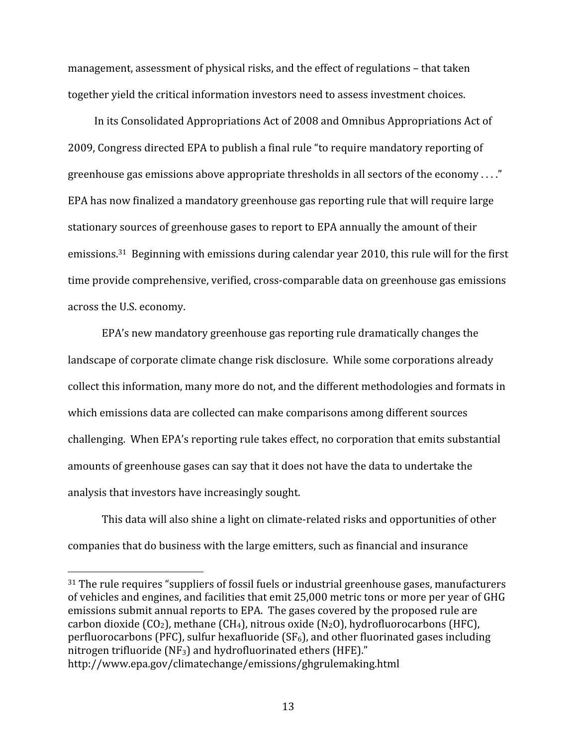management, assessment of physical risks, and the effect of regulations – that taken together yield the critical information investors need to assess investment choices.

In its Consolidated Appropriations Act of 2008 and Omnibus Appropriations Act of 2009, Congress directed EPA to publish a final rule "to require mandatory reporting of greenhouse gas emissions above appropriate thresholds in all sectors of the economy . . . ." EPA has now finalized a mandatory greenhouse gas reporting rule that will require large stationary sources of greenhouse gases to report to EPA annually the amount of their emissions.[31] Beginning with emissions during calendar year 2010, this rule will for the first time provide comprehensive, verified, cross-comparable data on greenhouse gas emissions across the U.S. economy.

EPA's new mandatory greenhouse gas reporting rule dramatically changes the landscape of corporate climate change risk disclosure. While some corporations already collect this information, many more do not, and the different methodologies and formats in which emissions data are collected can make comparisons among different sources challenging. When EPA's reporting rule takes effect, no corporation that emits substantial amounts of greenhouse gases can say that it does not have the data to undertake the analysis that investors have increasingly sought.

This data will also shine a light on climate-related risks and opportunities of other companies that do business with the large emitters, such as financial and insurance

---

[31] The rule requires "suppliers of fossil fuels or industrial greenhouse gases, manufacturers of vehicles and engines, and facilities that emit 25,000 metric tons or more per year of GHG emissions submit annual reports to EPA. The gases covered by the proposed rule are carbon dioxide ($CO_2$), methane ($CH_4$), nitrous oxide ($N_2O$), hydrofluorocarbons (HFC), perfluorocarbons (PFC), sulfur hexafluoride ($SF_6$), and other fluorinated gases including nitrogen trifluoride ($NF_3$) and hydrofluorinated ethers (HFE)."
http://www.epa.gov/climatechange/emissions/ghgrulemaking.html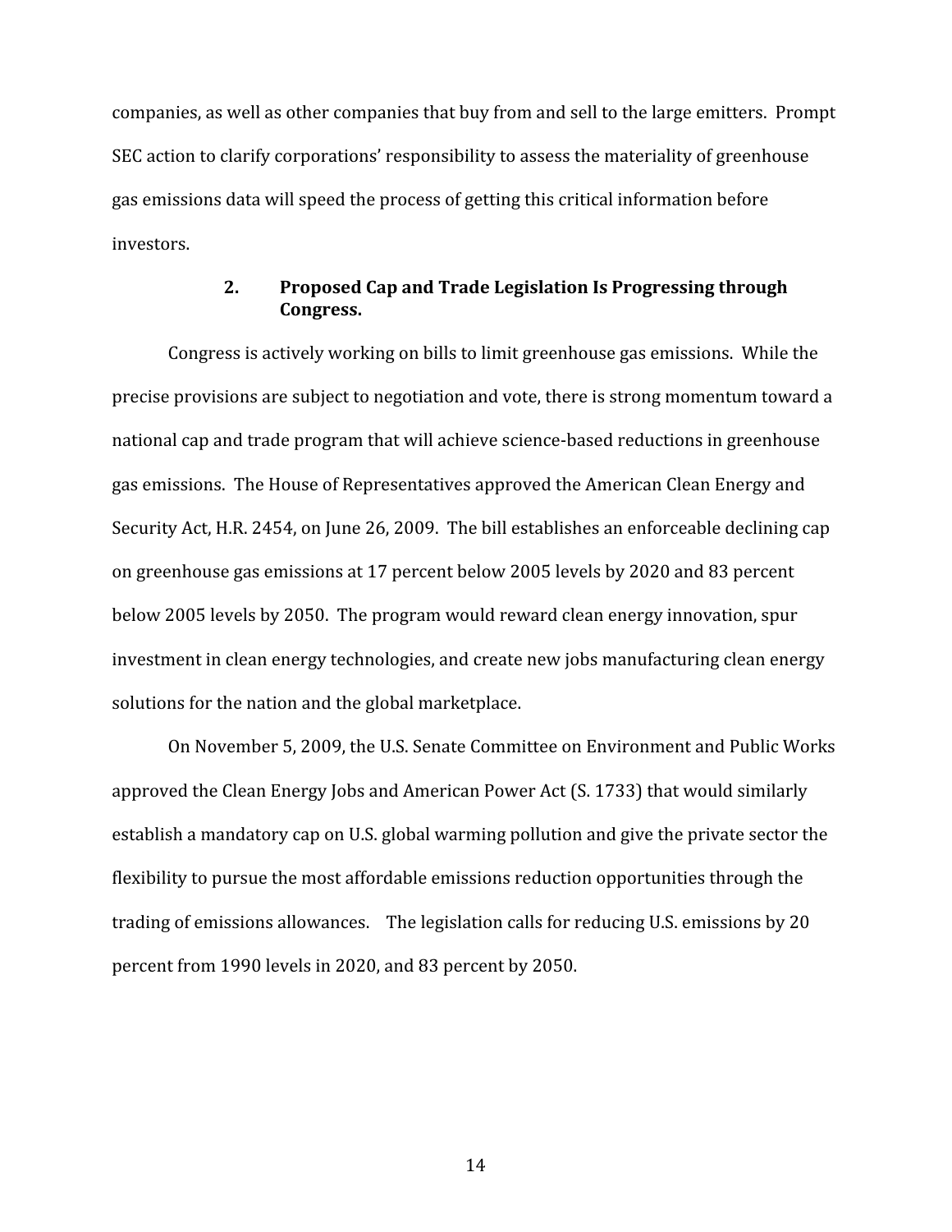companies, as well as other companies that buy from and sell to the large emitters. Prompt SEC action to clarify corporations' responsibility to assess the materiality of greenhouse gas emissions data will speed the process of getting this critical information before investors.

### 2. Proposed Cap and Trade Legislation Is Progressing through Congress.

Congress is actively working on bills to limit greenhouse gas emissions. While the precise provisions are subject to negotiation and vote, there is strong momentum toward a national cap and trade program that will achieve science-based reductions in greenhouse gas emissions. The House of Representatives approved the American Clean Energy and Security Act, H.R. 2454, on June 26, 2009. The bill establishes an enforceable declining cap on greenhouse gas emissions at 17 percent below 2005 levels by 2020 and 83 percent below 2005 levels by 2050. The program would reward clean energy innovation, spur investment in clean energy technologies, and create new jobs manufacturing clean energy solutions for the nation and the global marketplace.

On November 5, 2009, the U.S. Senate Committee on Environment and Public Works approved the Clean Energy Jobs and American Power Act (S. 1733) that would similarly establish a mandatory cap on U.S. global warming pollution and give the private sector the flexibility to pursue the most affordable emissions reduction opportunities through the trading of emissions allowances. The legislation calls for reducing U.S. emissions by 20 percent from 1990 levels in 2020, and 83 percent by 2050.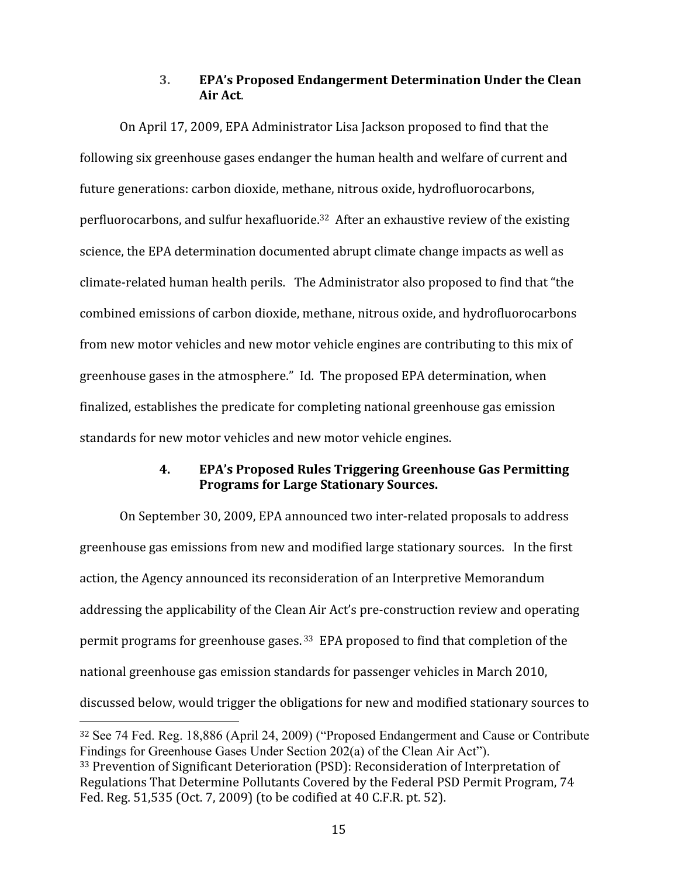### 3. EPA's Proposed Endangerment Determination Under the Clean Air Act.

On April 17, 2009, EPA Administrator Lisa Jackson proposed to find that the following six greenhouse gases endanger the human health and welfare of current and future generations: carbon dioxide, methane, nitrous oxide, hydrofluorocarbons, perfluorocarbons, and sulfur hexafluoride.[32] After an exhaustive review of the existing science, the EPA determination documented abrupt climate change impacts as well as climate-related human health perils. The Administrator also proposed to find that "the combined emissions of carbon dioxide, methane, nitrous oxide, and hydrofluorocarbons from new motor vehicles and new motor vehicle engines are contributing to this mix of greenhouse gases in the atmosphere." Id. The proposed EPA determination, when finalized, establishes the predicate for completing national greenhouse gas emission standards for new motor vehicles and new motor vehicle engines.

### 4. EPA's Proposed Rules Triggering Greenhouse Gas Permitting Programs for Large Stationary Sources.

On September 30, 2009, EPA announced two inter-related proposals to address greenhouse gas emissions from new and modified large stationary sources. In the first action, the Agency announced its reconsideration of an Interpretive Memorandum addressing the applicability of the Clean Air Act's pre-construction review and operating permit programs for greenhouse gases.[33] EPA proposed to find that completion of the national greenhouse gas emission standards for passenger vehicles in March 2010, discussed below, would trigger the obligations for new and modified stationary sources to

---

[32] See 74 Fed. Reg. 18,886 (April 24, 2009) ("Proposed Endangerment and Cause or Contribute Findings for Greenhouse Gases Under Section 202(a) of the Clean Air Act").

[33] Prevention of Significant Deterioration (PSD): Reconsideration of Interpretation of Regulations That Determine Pollutants Covered by the Federal PSD Permit Program, 74 Fed. Reg. 51,535 (Oct. 7, 2009) (to be codified at 40 C.F.R. pt. 52).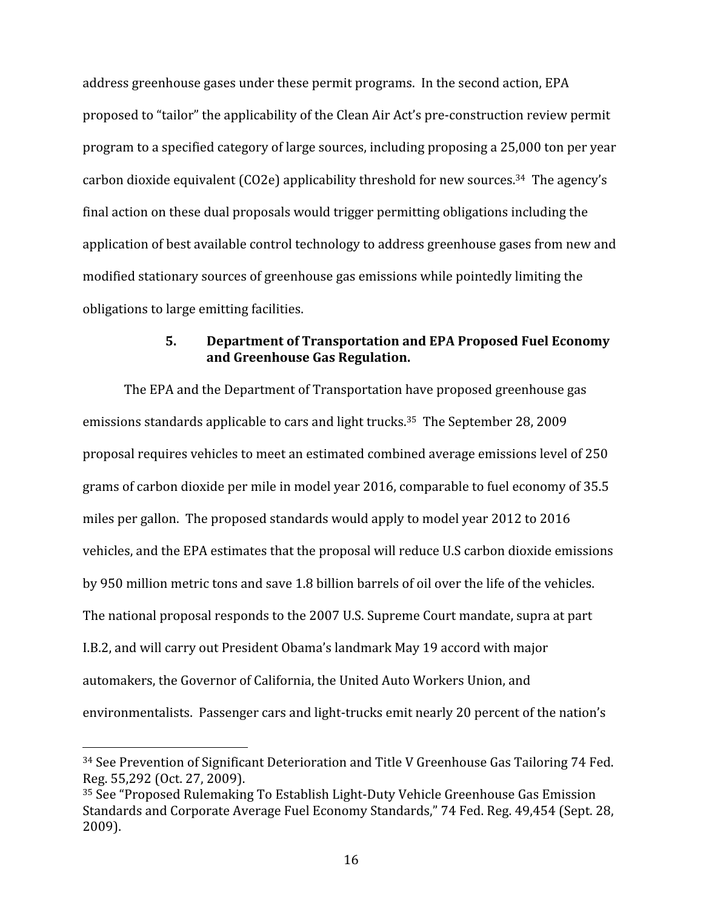address greenhouse gases under these permit programs. In the second action, EPA proposed to "tailor" the applicability of the Clean Air Act's pre-construction review permit program to a specified category of large sources, including proposing a 25,000 ton per year carbon dioxide equivalent (CO2e) applicability threshold for new sources.[34] The agency's final action on these dual proposals would trigger permitting obligations including the application of best available control technology to address greenhouse gases from new and modified stationary sources of greenhouse gas emissions while pointedly limiting the obligations to large emitting facilities.

#### 5. Department of Transportation and EPA Proposed Fuel Economy and Greenhouse Gas Regulation.

The EPA and the Department of Transportation have proposed greenhouse gas emissions standards applicable to cars and light trucks.[35] The September 28, 2009 proposal requires vehicles to meet an estimated combined average emissions level of 250 grams of carbon dioxide per mile in model year 2016, comparable to fuel economy of 35.5 miles per gallon. The proposed standards would apply to model year 2012 to 2016 vehicles, and the EPA estimates that the proposal will reduce U.S carbon dioxide emissions by 950 million metric tons and save 1.8 billion barrels of oil over the life of the vehicles. The national proposal responds to the 2007 U.S. Supreme Court mandate, supra at part I.B.2, and will carry out President Obama's landmark May 19 accord with major automakers, the Governor of California, the United Auto Workers Union, and environmentalists. Passenger cars and light-trucks emit nearly 20 percent of the nation's

---

[34] See Prevention of Significant Deterioration and Title V Greenhouse Gas Tailoring 74 Fed. Reg. 55,292 (Oct. 27, 2009).

[35] See "Proposed Rulemaking To Establish Light-Duty Vehicle Greenhouse Gas Emission Standards and Corporate Average Fuel Economy Standards," 74 Fed. Reg. 49,454 (Sept. 28, 2009).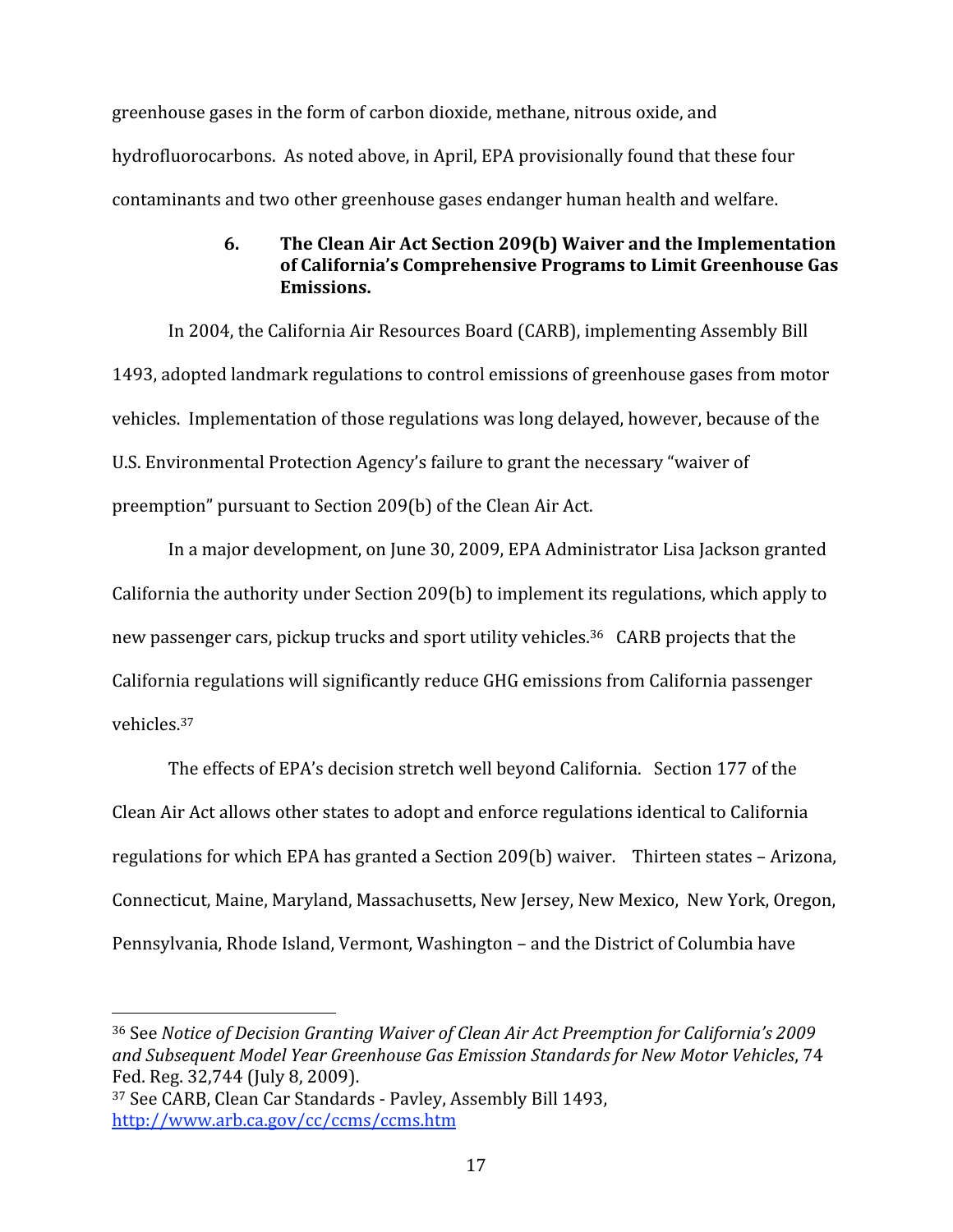greenhouse gases in the form of carbon dioxide, methane, nitrous oxide, and hydrofluorocarbons. As noted above, in April, EPA provisionally found that these four contaminants and two other greenhouse gases endanger human health and welfare.

### 6. The Clean Air Act Section 209(b) Waiver and the Implementation of California's Comprehensive Programs to Limit Greenhouse Gas Emissions.

In 2004, the California Air Resources Board (CARB), implementing Assembly Bill 1493, adopted landmark regulations to control emissions of greenhouse gases from motor vehicles. Implementation of those regulations was long delayed, however, because of the U.S. Environmental Protection Agency's failure to grant the necessary "waiver of preemption" pursuant to Section 209(b) of the Clean Air Act.

In a major development, on June 30, 2009, EPA Administrator Lisa Jackson granted California the authority under Section 209(b) to implement its regulations, which apply to new passenger cars, pickup trucks and sport utility vehicles.[36] CARB projects that the California regulations will significantly reduce GHG emissions from California passenger vehicles.[37]

The effects of EPA's decision stretch well beyond California. Section 177 of the Clean Air Act allows other states to adopt and enforce regulations identical to California regulations for which EPA has granted a Section 209(b) waiver. Thirteen states – Arizona, Connecticut, Maine, Maryland, Massachusetts, New Jersey, New Mexico, New York, Oregon, Pennsylvania, Rhode Island, Vermont, Washington – and the District of Columbia have

---

[36] See *Notice of Decision Granting Waiver of Clean Air Act Preemption for California's 2009 and Subsequent Model Year Greenhouse Gas Emission Standards for New Motor Vehicles*, 74 Fed. Reg. 32,744 (July 8, 2009).

[37] See CARB, Clean Car Standards - Pavley, Assembly Bill 1493, http://www.arb.ca.gov/cc/ccms/ccms.htm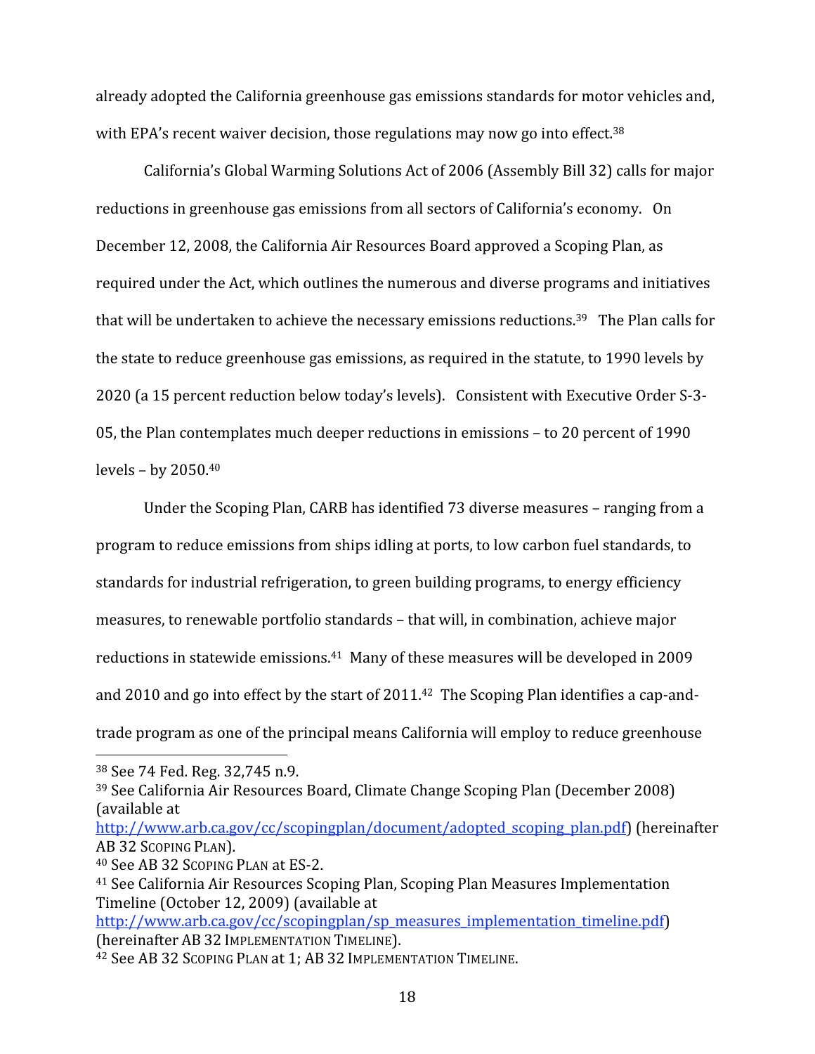already adopted the California greenhouse gas emissions standards for motor vehicles and, with EPA's recent waiver decision, those regulations may now go into effect.[38]

California's Global Warming Solutions Act of 2006 (Assembly Bill 32) calls for major reductions in greenhouse gas emissions from all sectors of California's economy. On December 12, 2008, the California Air Resources Board approved a Scoping Plan, as required under the Act, which outlines the numerous and diverse programs and initiatives that will be undertaken to achieve the necessary emissions reductions.[39] The Plan calls for the state to reduce greenhouse gas emissions, as required in the statute, to 1990 levels by 2020 (a 15 percent reduction below today's levels). Consistent with Executive Order S-3-05, the Plan contemplates much deeper reductions in emissions – to 20 percent of 1990 levels – by 2050.[40]

Under the Scoping Plan, CARB has identified 73 diverse measures – ranging from a program to reduce emissions from ships idling at ports, to low carbon fuel standards, to standards for industrial refrigeration, to green building programs, to energy efficiency measures, to renewable portfolio standards – that will, in combination, achieve major reductions in statewide emissions.[41] Many of these measures will be developed in 2009 and 2010 and go into effect by the start of 2011.[42] The Scoping Plan identifies a cap-and-trade program as one of the principal means California will employ to reduce greenhouse

---

[38] See 74 Fed. Reg. 32,745 n.9.

[39] See California Air Resources Board, Climate Change Scoping Plan (December 2008) (available at http://www.arb.ca.gov/cc/scopingplan/document/adopted_scoping_plan.pdf) (hereinafter AB 32 SCOPING PLAN).

[40] See AB 32 SCOPING PLAN at ES-2.

[41] See California Air Resources Scoping Plan, Scoping Plan Measures Implementation Timeline (October 12, 2009) (available at http://www.arb.ca.gov/cc/scopingplan/sp_measures_implementation_timeline.pdf) (hereinafter AB 32 IMPLEMENTATION TIMELINE).

[42] See AB 32 SCOPING PLAN at 1; AB 32 IMPLEMENTATION TIMELINE.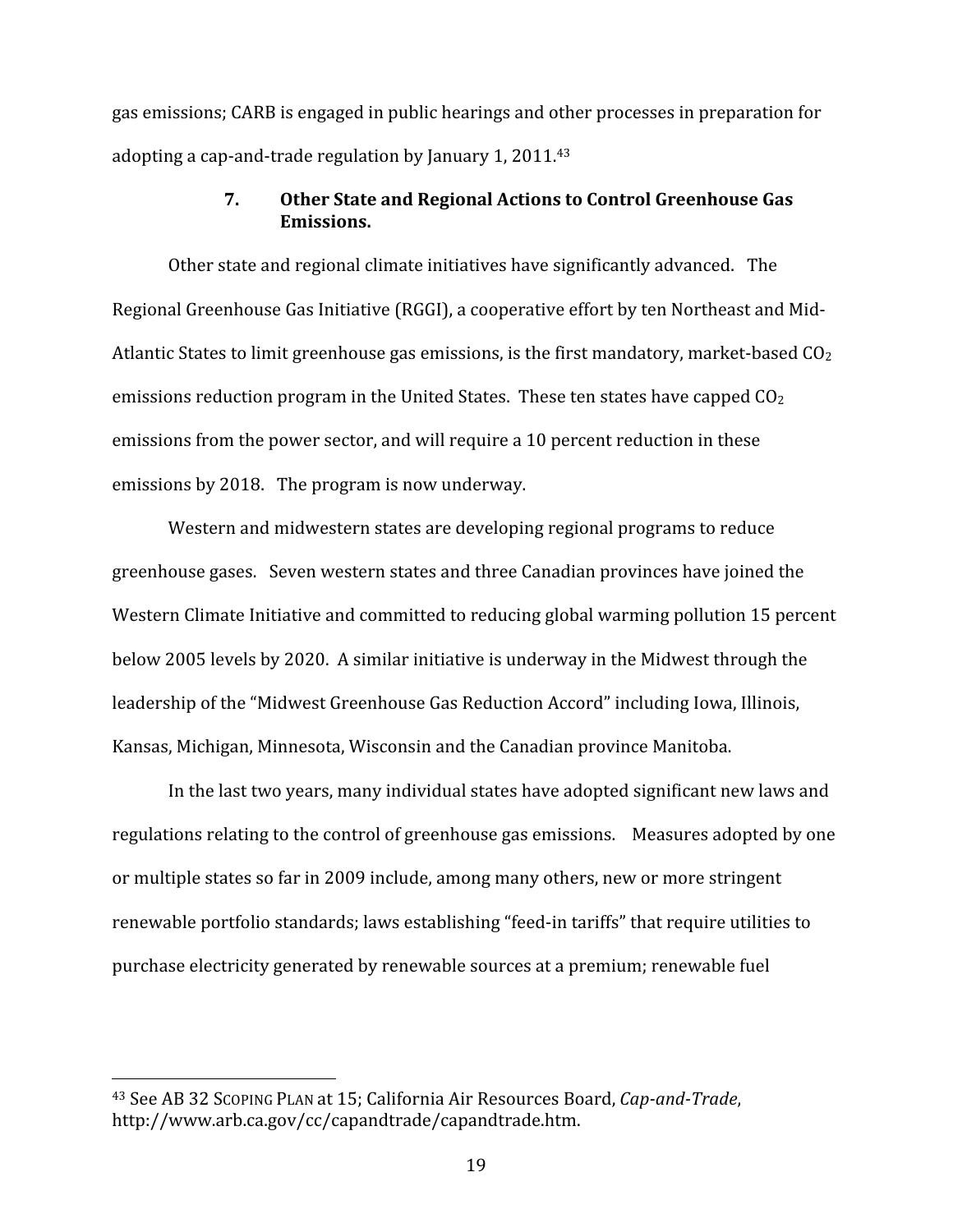gas emissions; CARB is engaged in public hearings and other processes in preparation for adopting a cap-and-trade regulation by January 1, 2011.[43]

### 7. Other State and Regional Actions to Control Greenhouse Gas Emissions.

Other state and regional climate initiatives have significantly advanced. The Regional Greenhouse Gas Initiative (RGGI), a cooperative effort by ten Northeast and Mid-Atlantic States to limit greenhouse gas emissions, is the first mandatory, market-based $CO_2$ emissions reduction program in the United States. These ten states have capped $CO_2$ emissions from the power sector, and will require a 10 percent reduction in these emissions by 2018. The program is now underway.

Western and midwestern states are developing regional programs to reduce greenhouse gases. Seven western states and three Canadian provinces have joined the Western Climate Initiative and committed to reducing global warming pollution 15 percent below 2005 levels by 2020. A similar initiative is underway in the Midwest through the leadership of the "Midwest Greenhouse Gas Reduction Accord" including Iowa, Illinois, Kansas, Michigan, Minnesota, Wisconsin and the Canadian province Manitoba.

In the last two years, many individual states have adopted significant new laws and regulations relating to the control of greenhouse gas emissions. Measures adopted by one or multiple states so far in 2009 include, among many others, new or more stringent renewable portfolio standards; laws establishing "feed-in tariffs" that require utilities to purchase electricity generated by renewable sources at a premium; renewable fuel

---

[43] See AB 32 SCOPING PLAN at 15; California Air Resources Board, *Cap-and-Trade*, http://www.arb.ca.gov/cc/capandtrade/capandtrade.htm.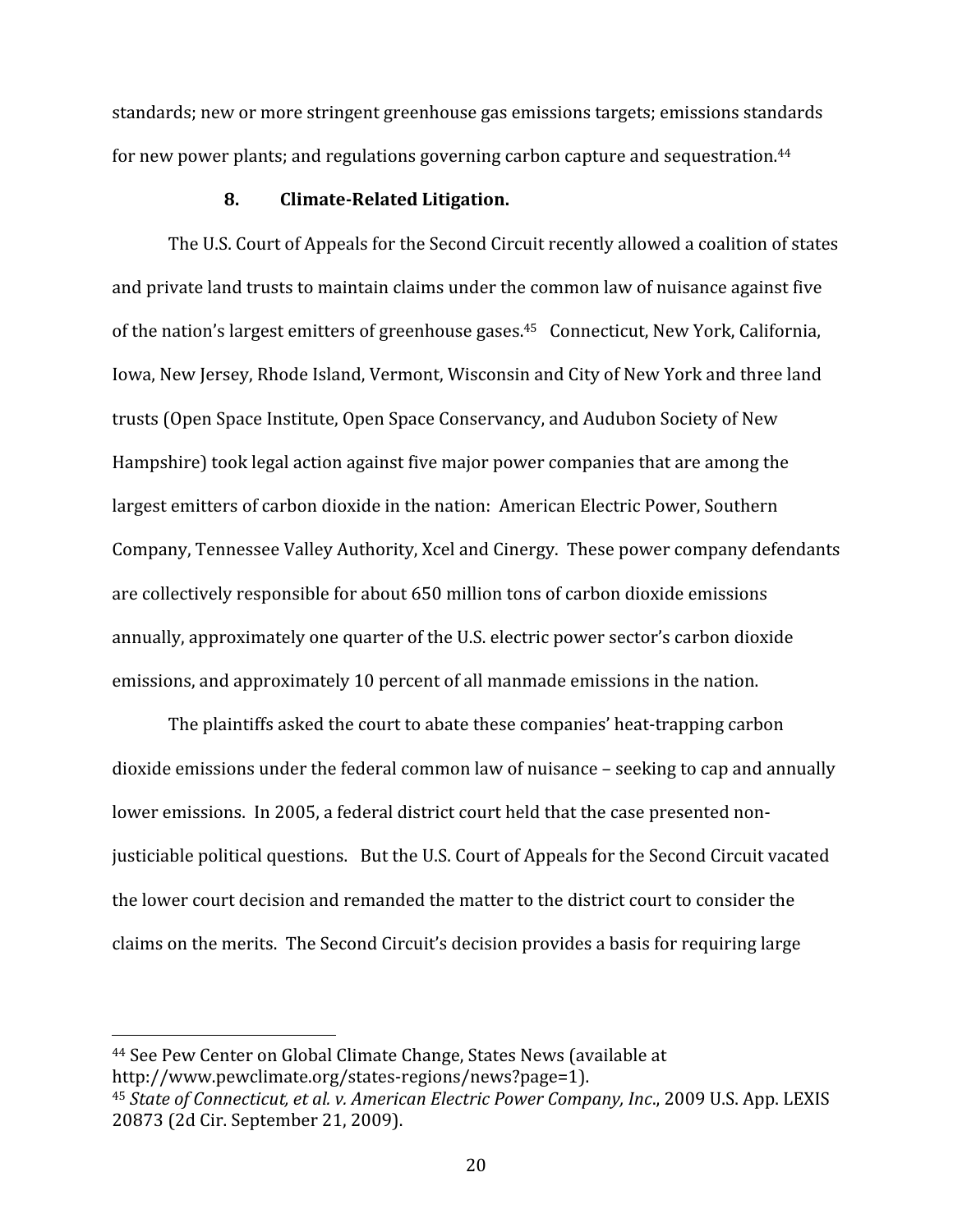standards; new or more stringent greenhouse gas emissions targets; emissions standards for new power plants; and regulations governing carbon capture and sequestration.[44]

### 8. Climate-Related Litigation.

The U.S. Court of Appeals for the Second Circuit recently allowed a coalition of states and private land trusts to maintain claims under the common law of nuisance against five of the nation's largest emitters of greenhouse gases.[45] Connecticut, New York, California, Iowa, New Jersey, Rhode Island, Vermont, Wisconsin and City of New York and three land trusts (Open Space Institute, Open Space Conservancy, and Audubon Society of New Hampshire) took legal action against five major power companies that are among the largest emitters of carbon dioxide in the nation: American Electric Power, Southern Company, Tennessee Valley Authority, Xcel and Cinergy. These power company defendants are collectively responsible for about 650 million tons of carbon dioxide emissions annually, approximately one quarter of the U.S. electric power sector's carbon dioxide emissions, and approximately 10 percent of all manmade emissions in the nation.

The plaintiffs asked the court to abate these companies' heat-trapping carbon dioxide emissions under the federal common law of nuisance – seeking to cap and annually lower emissions. In 2005, a federal district court held that the case presented non-justiciable political questions. But the U.S. Court of Appeals for the Second Circuit vacated the lower court decision and remanded the matter to the district court to consider the claims on the merits. The Second Circuit's decision provides a basis for requiring large

---

[44] See Pew Center on Global Climate Change, States News (available at http://www.pewclimate.org/states-regions/news?page=1).

[45] *State of Connecticut, et al. v. American Electric Power Company, Inc.*, 2009 U.S. App. LEXIS 20873 (2d Cir. September 21, 2009).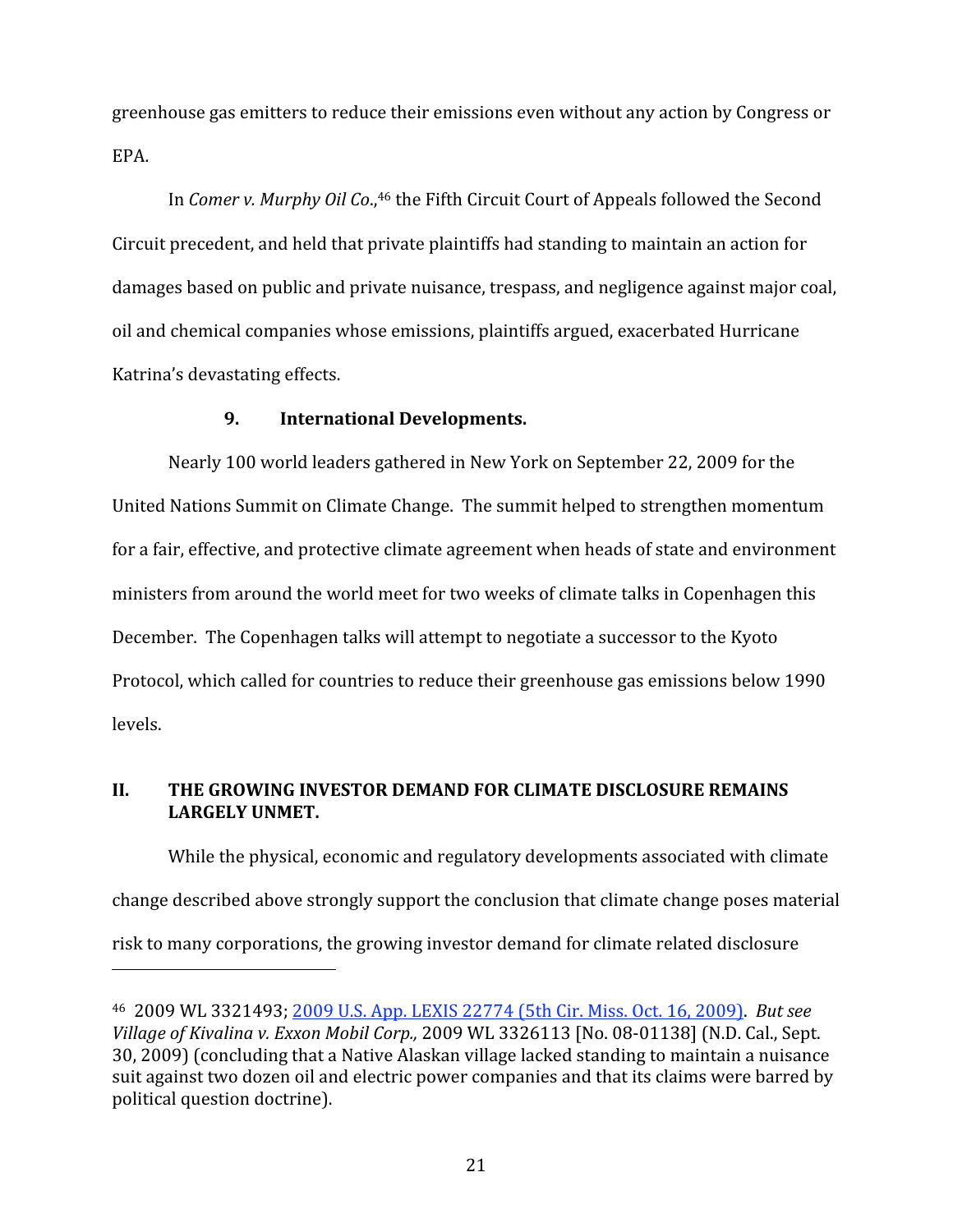greenhouse gas emitters to reduce their emissions even without any action by Congress or EPA.

In *Comer v. Murphy Oil Co*.,[46] the Fifth Circuit Court of Appeals followed the Second Circuit precedent, and held that private plaintiffs had standing to maintain an action for damages based on public and private nuisance, trespass, and negligence against major coal, oil and chemical companies whose emissions, plaintiffs argued, exacerbated Hurricane Katrina's devastating effects.

### 9. International Developments.

Nearly 100 world leaders gathered in New York on September 22, 2009 for the United Nations Summit on Climate Change. The summit helped to strengthen momentum for a fair, effective, and protective climate agreement when heads of state and environment ministers from around the world meet for two weeks of climate talks in Copenhagen this December. The Copenhagen talks will attempt to negotiate a successor to the Kyoto Protocol, which called for countries to reduce their greenhouse gas emissions below 1990 levels.

## II. THE GROWING INVESTOR DEMAND FOR CLIMATE DISCLOSURE REMAINS LARGELY UNMET.

While the physical, economic and regulatory developments associated with climate change described above strongly support the conclusion that climate change poses material risk to many corporations, the growing investor demand for climate related disclosure

---

[46] 2009 WL 3321493; 2009 U.S. App. LEXIS 22774 (5th Cir. Miss. Oct. 16, 2009). *But see Village of Kivalina v. Exxon Mobil Corp.,* 2009 WL 3326113 [No. 08-01138] (N.D. Cal., Sept. 30, 2009) (concluding that a Native Alaskan village lacked standing to maintain a nuisance suit against two dozen oil and electric power companies and that its claims were barred by political question doctrine).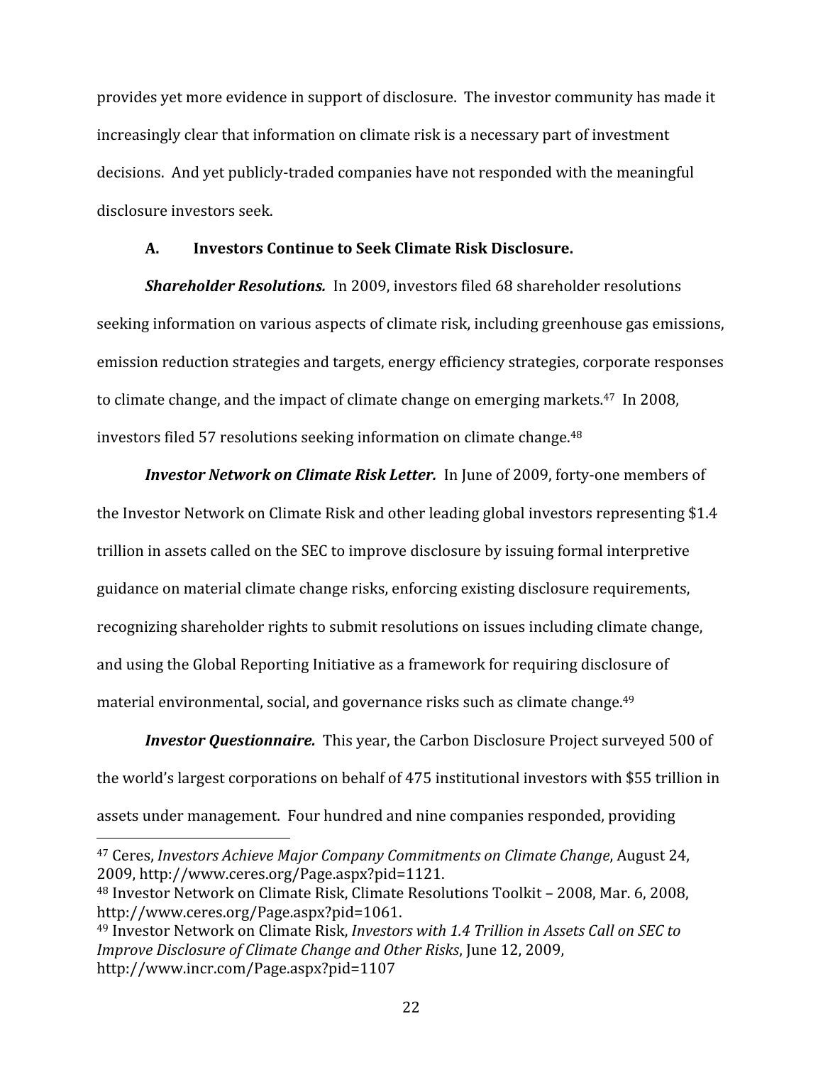provides yet more evidence in support of disclosure. The investor community has made it increasingly clear that information on climate risk is a necessary part of investment decisions. And yet publicly-traded companies have not responded with the meaningful disclosure investors seek.

### A. Investors Continue to Seek Climate Risk Disclosure.

***Shareholder Resolutions.*** In 2009, investors filed 68 shareholder resolutions seeking information on various aspects of climate risk, including greenhouse gas emissions, emission reduction strategies and targets, energy efficiency strategies, corporate responses to climate change, and the impact of climate change on emerging markets.[47] In 2008, investors filed 57 resolutions seeking information on climate change.[48]

***Investor Network on Climate Risk Letter.*** In June of 2009, forty-one members of the Investor Network on Climate Risk and other leading global investors representing $1.4 trillion in assets called on the SEC to improve disclosure by issuing formal interpretive guidance on material climate change risks, enforcing existing disclosure requirements, recognizing shareholder rights to submit resolutions on issues including climate change, and using the Global Reporting Initiative as a framework for requiring disclosure of material environmental, social, and governance risks such as climate change.[49]

***Investor Questionnaire.*** This year, the Carbon Disclosure Project surveyed 500 of the world's largest corporations on behalf of 475 institutional investors with $55 trillion in assets under management. Four hundred and nine companies responded, providing

---

[47] Ceres, *Investors Achieve Major Company Commitments on Climate Change*, August 24, 2009, http://www.ceres.org/Page.aspx?pid=1121.

[48] Investor Network on Climate Risk, Climate Resolutions Toolkit – 2008, Mar. 6, 2008, http://www.ceres.org/Page.aspx?pid=1061.

[49] Investor Network on Climate Risk, *Investors with 1.4 Trillion in Assets Call on SEC to Improve Disclosure of Climate Change and Other Risks*, June 12, 2009, http://www.incr.com/Page.aspx?pid=1107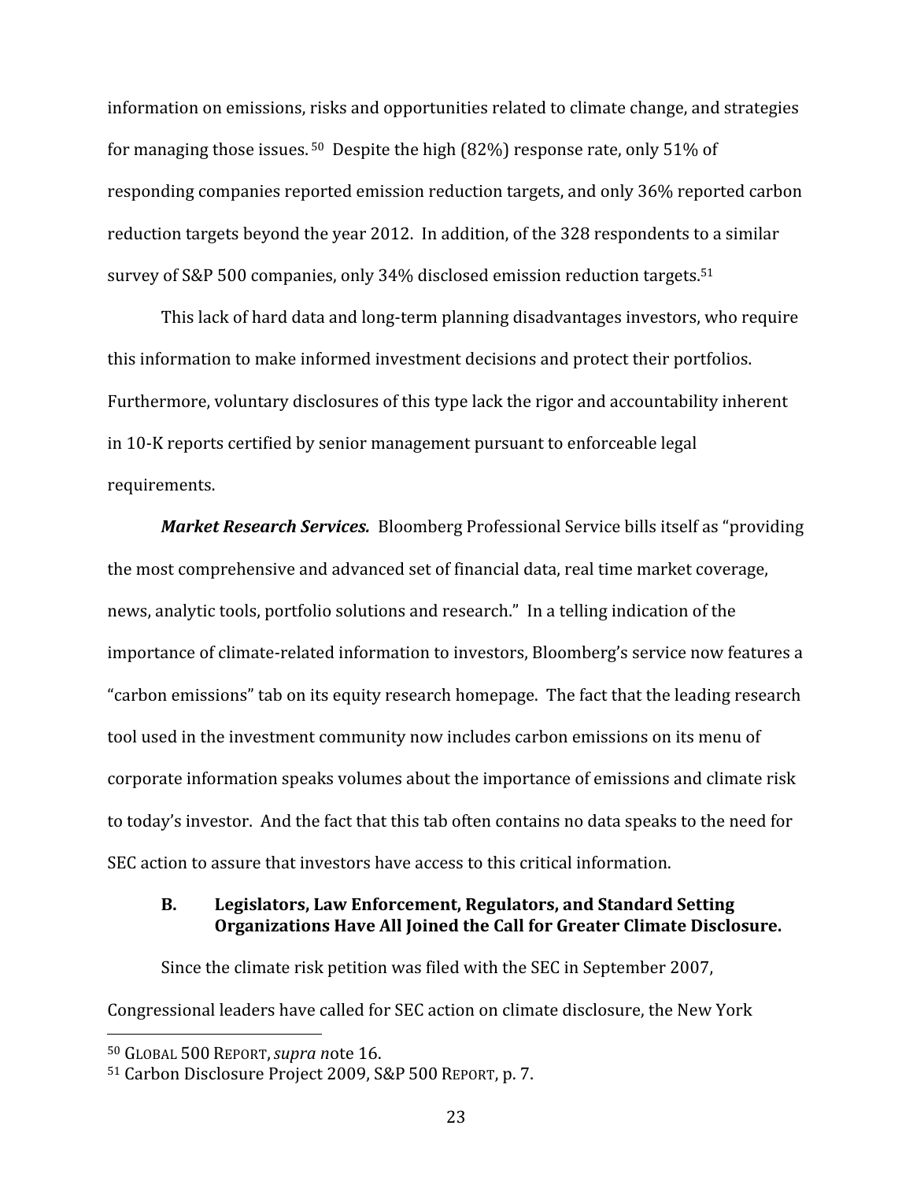information on emissions, risks and opportunities related to climate change, and strategies for managing those issues.[50] Despite the high (82%) response rate, only 51% of responding companies reported emission reduction targets, and only 36% reported carbon reduction targets beyond the year 2012. In addition, of the 328 respondents to a similar survey of S&P 500 companies, only 34% disclosed emission reduction targets.[51]

This lack of hard data and long-term planning disadvantages investors, who require this information to make informed investment decisions and protect their portfolios. Furthermore, voluntary disclosures of this type lack the rigor and accountability inherent in 10-K reports certified by senior management pursuant to enforceable legal requirements.

***Market Research Services.*** Bloomberg Professional Service bills itself as "providing the most comprehensive and advanced set of financial data, real time market coverage, news, analytic tools, portfolio solutions and research." In a telling indication of the importance of climate-related information to investors, Bloomberg's service now features a "carbon emissions" tab on its equity research homepage. The fact that the leading research tool used in the investment community now includes carbon emissions on its menu of corporate information speaks volumes about the importance of emissions and climate risk to today's investor. And the fact that this tab often contains no data speaks to the need for SEC action to assure that investors have access to this critical information.

### B. Legislators, Law Enforcement, Regulators, and Standard Setting Organizations Have All Joined the Call for Greater Climate Disclosure.

Since the climate risk petition was filed with the SEC in September 2007, Congressional leaders have called for SEC action on climate disclosure, the New York

---

[50] GLOBAL 500 REPORT, *supra n*ote 16.

[51] Carbon Disclosure Project 2009, S&P 500 REPORT, p. 7.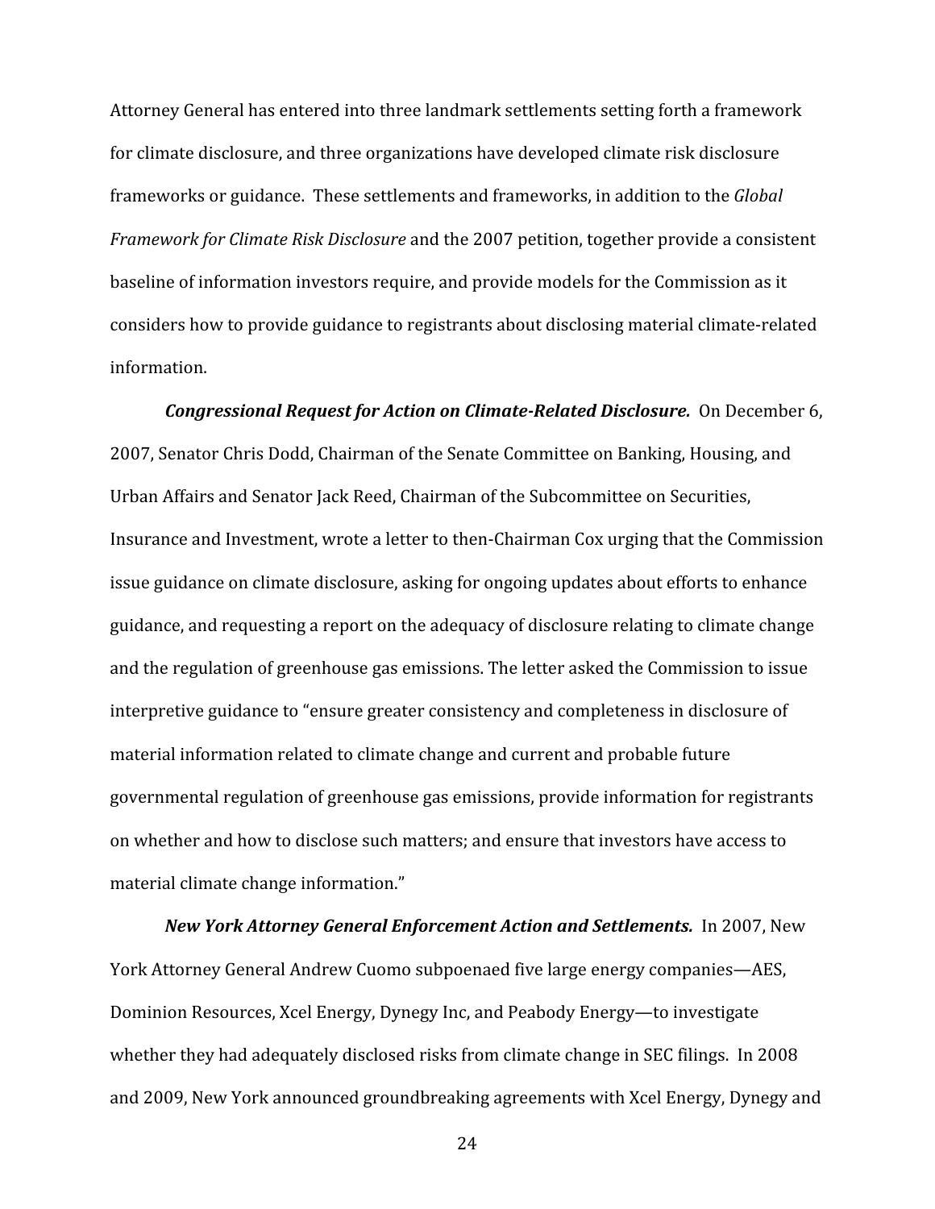Attorney General has entered into three landmark settlements setting forth a framework for climate disclosure, and three organizations have developed climate risk disclosure frameworks or guidance. These settlements and frameworks, in addition to the *Global Framework for Climate Risk Disclosure* and the 2007 petition, together provide a consistent baseline of information investors require, and provide models for the Commission as it considers how to provide guidance to registrants about disclosing material climate-related information.

***Congressional Request for Action on Climate-Related Disclosure.*** On December 6, 2007, Senator Chris Dodd, Chairman of the Senate Committee on Banking, Housing, and Urban Affairs and Senator Jack Reed, Chairman of the Subcommittee on Securities, Insurance and Investment, wrote a letter to then-Chairman Cox urging that the Commission issue guidance on climate disclosure, asking for ongoing updates about efforts to enhance guidance, and requesting a report on the adequacy of disclosure relating to climate change and the regulation of greenhouse gas emissions. The letter asked the Commission to issue interpretive guidance to "ensure greater consistency and completeness in disclosure of material information related to climate change and current and probable future governmental regulation of greenhouse gas emissions, provide information for registrants on whether and how to disclose such matters; and ensure that investors have access to material climate change information."

***New York Attorney General Enforcement Action and Settlements.*** In 2007, New York Attorney General Andrew Cuomo subpoenaed five large energy companies—AES, Dominion Resources, Xcel Energy, Dynegy Inc, and Peabody Energy—to investigate whether they had adequately disclosed risks from climate change in SEC filings. In 2008 and 2009, New York announced groundbreaking agreements with Xcel Energy, Dynegy and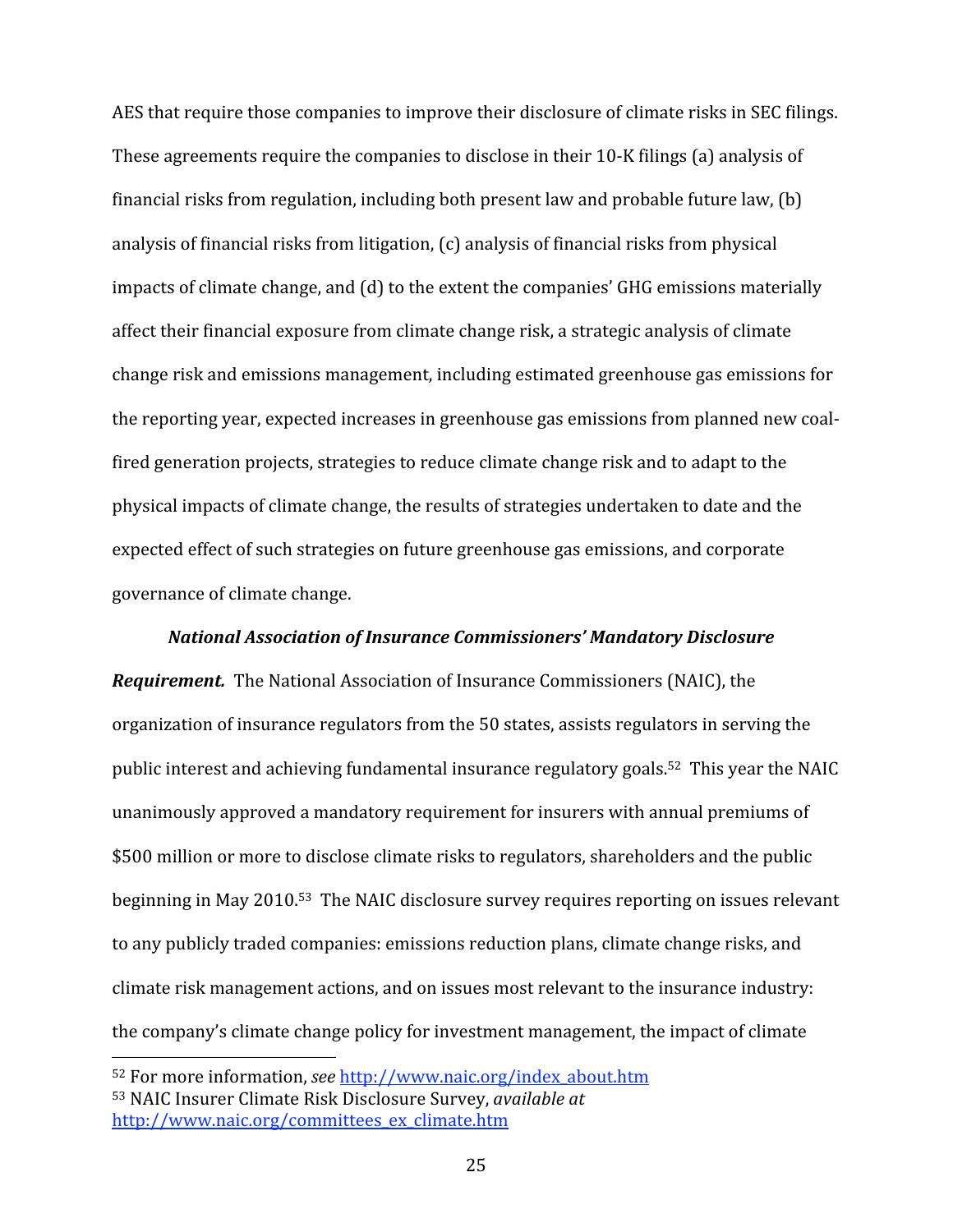AES that require those companies to improve their disclosure of climate risks in SEC filings. These agreements require the companies to disclose in their 10-K filings (a) analysis of financial risks from regulation, including both present law and probable future law, (b) analysis of financial risks from litigation, (c) analysis of financial risks from physical impacts of climate change, and (d) to the extent the companies' GHG emissions materially affect their financial exposure from climate change risk, a strategic analysis of climate change risk and emissions management, including estimated greenhouse gas emissions for the reporting year, expected increases in greenhouse gas emissions from planned new coal-fired generation projects, strategies to reduce climate change risk and to adapt to the physical impacts of climate change, the results of strategies undertaken to date and the expected effect of such strategies on future greenhouse gas emissions, and corporate governance of climate change.

***National Association of Insurance Commissioners' Mandatory Disclosure Requirement.*** The National Association of Insurance Commissioners (NAIC), the organization of insurance regulators from the 50 states, assists regulators in serving the public interest and achieving fundamental insurance regulatory goals.[52] This year the NAIC unanimously approved a mandatory requirement for insurers with annual premiums of $500 million or more to disclose climate risks to regulators, shareholders and the public beginning in May 2010.[53] The NAIC disclosure survey requires reporting on issues relevant to any publicly traded companies: emissions reduction plans, climate change risks, and climate risk management actions, and on issues most relevant to the insurance industry: the company's climate change policy for investment management, the impact of climate

---

[52] For more information, *see* http://www.naic.org/index_about.htm

[53] NAIC Insurer Climate Risk Disclosure Survey, *available at* http://www.naic.org/committees_ex_climate.htm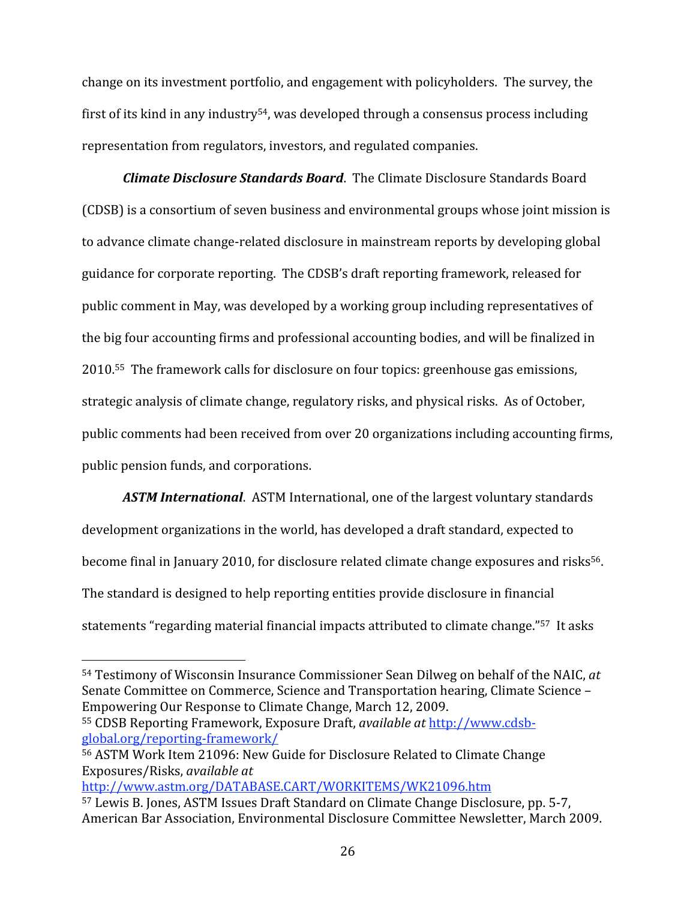change on its investment portfolio, and engagement with policyholders. The survey, the first of its kind in any industry[54], was developed through a consensus process including representation from regulators, investors, and regulated companies.

***Climate Disclosure Standards Board***. The Climate Disclosure Standards Board (CDSB) is a consortium of seven business and environmental groups whose joint mission is to advance climate change-related disclosure in mainstream reports by developing global guidance for corporate reporting. The CDSB's draft reporting framework, released for public comment in May, was developed by a working group including representatives of the big four accounting firms and professional accounting bodies, and will be finalized in 2010.[55] The framework calls for disclosure on four topics: greenhouse gas emissions, strategic analysis of climate change, regulatory risks, and physical risks. As of October, public comments had been received from over 20 organizations including accounting firms, public pension funds, and corporations.

***ASTM International***. ASTM International, one of the largest voluntary standards development organizations in the world, has developed a draft standard, expected to become final in January 2010, for disclosure related climate change exposures and risks[56]. The standard is designed to help reporting entities provide disclosure in financial statements "regarding material financial impacts attributed to climate change."[57] It asks

---

[54] Testimony of Wisconsin Insurance Commissioner Sean Dilweg on behalf of the NAIC, *at* Senate Committee on Commerce, Science and Transportation hearing, Climate Science – Empowering Our Response to Climate Change, March 12, 2009.

[55] CDSB Reporting Framework, Exposure Draft, *available at* http://www.cdsb-global.org/reporting-framework/

[56] ASTM Work Item 21096: New Guide for Disclosure Related to Climate Change Exposures/Risks, *available at* http://www.astm.org/DATABASE.CART/WORKITEMS/WK21096.htm

[57] Lewis B. Jones, ASTM Issues Draft Standard on Climate Change Disclosure, pp. 5-7, American Bar Association, Environmental Disclosure Committee Newsletter, March 2009.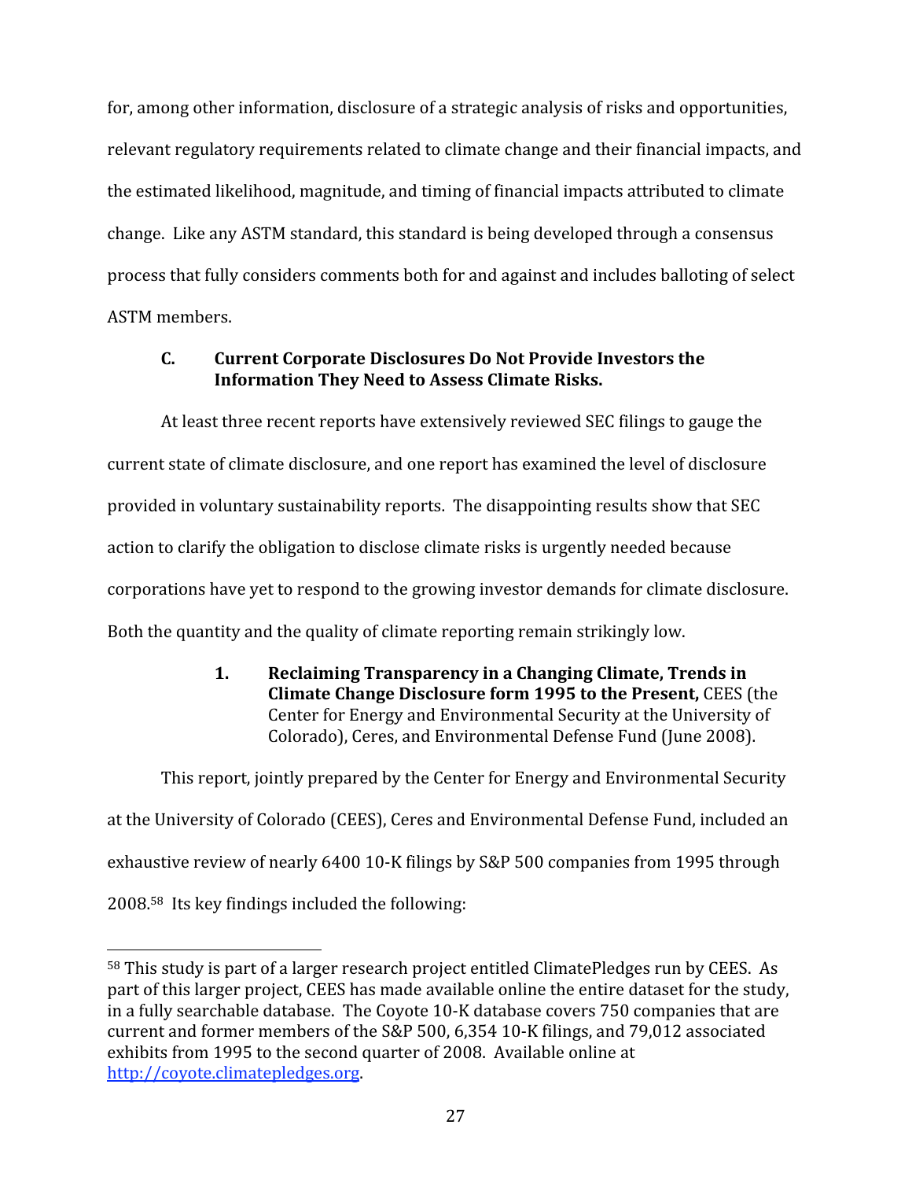for, among other information, disclosure of a strategic analysis of risks and opportunities, relevant regulatory requirements related to climate change and their financial impacts, and the estimated likelihood, magnitude, and timing of financial impacts attributed to climate change. Like any ASTM standard, this standard is being developed through a consensus process that fully considers comments both for and against and includes balloting of select ASTM members.

### C. Current Corporate Disclosures Do Not Provide Investors the Information They Need to Assess Climate Risks.

At least three recent reports have extensively reviewed SEC filings to gauge the current state of climate disclosure, and one report has examined the level of disclosure provided in voluntary sustainability reports. The disappointing results show that SEC action to clarify the obligation to disclose climate risks is urgently needed because corporations have yet to respond to the growing investor demands for climate disclosure. Both the quantity and the quality of climate reporting remain strikingly low.

#### 1. **Reclaiming Transparency in a Changing Climate, Trends in Climate Change Disclosure form 1995 to the Present,** CEES (the Center for Energy and Environmental Security at the University of Colorado), Ceres, and Environmental Defense Fund (June 2008).

This report, jointly prepared by the Center for Energy and Environmental Security at the University of Colorado (CEES), Ceres and Environmental Defense Fund, included an exhaustive review of nearly 6400 10-K filings by S&P 500 companies from 1995 through 2008.[58] Its key findings included the following:

[58] This study is part of a larger research project entitled ClimatePledges run by CEES. As part of this larger project, CEES has made available online the entire dataset for the study, in a fully searchable database. The Coyote 10-K database covers 750 companies that are current and former members of the S&P 500, 6,354 10-K filings, and 79,012 associated exhibits from 1995 to the second quarter of 2008. Available online at http://coyote.climatepledges.org.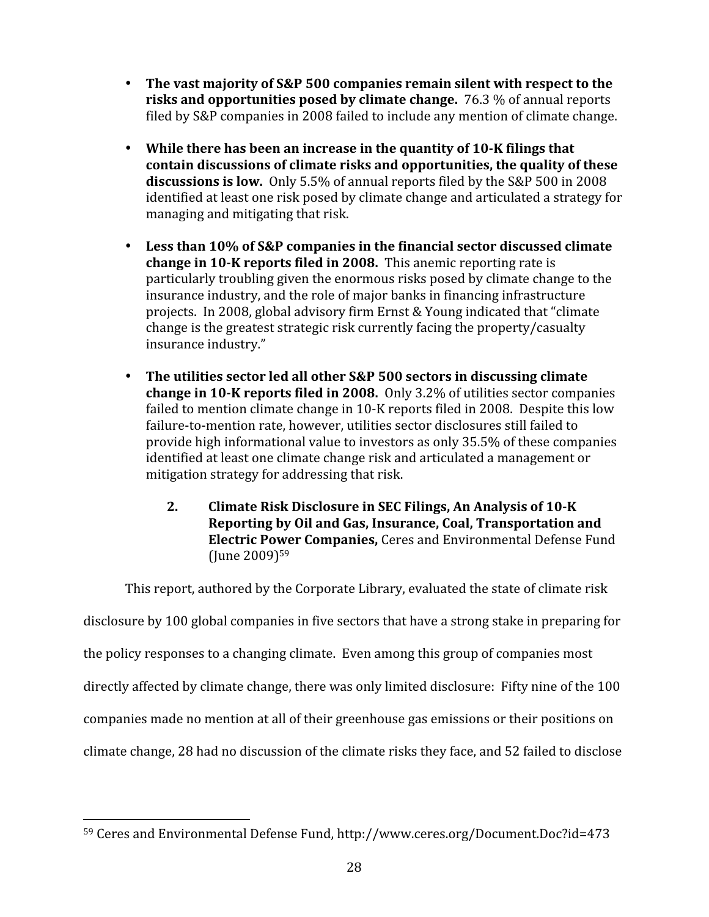- **The vast majority of S&P 500 companies remain silent with respect to the risks and opportunities posed by climate change.** 76.3 % of annual reports filed by S&P companies in 2008 failed to include any mention of climate change.

- **While there has been an increase in the quantity of 10-K filings that contain discussions of climate risks and opportunities, the quality of these discussions is low.** Only 5.5% of annual reports filed by the S&P 500 in 2008 identified at least one risk posed by climate change and articulated a strategy for managing and mitigating that risk.

- **Less than 10% of S&P companies in the financial sector discussed climate change in 10-K reports filed in 2008.** This anemic reporting rate is particularly troubling given the enormous risks posed by climate change to the insurance industry, and the role of major banks in financing infrastructure projects. In 2008, global advisory firm Ernst & Young indicated that "climate change is the greatest strategic risk currently facing the property/casualty insurance industry."

- **The utilities sector led all other S&P 500 sectors in discussing climate change in 10-K reports filed in 2008.** Only 3.2% of utilities sector companies failed to mention climate change in 10-K reports filed in 2008. Despite this low failure-to-mention rate, however, utilities sector disclosures still failed to provide high informational value to investors as only 35.5% of these companies identified at least one climate change risk and articulated a management or mitigation strategy for addressing that risk.

### 2. **Climate Risk Disclosure in SEC Filings, An Analysis of 10-K Reporting by Oil and Gas, Insurance, Coal, Transportation and Electric Power Companies,** Ceres and Environmental Defense Fund (June 2009)[59]

This report, authored by the Corporate Library, evaluated the state of climate risk disclosure by 100 global companies in five sectors that have a strong stake in preparing for the policy responses to a changing climate. Even among this group of companies most directly affected by climate change, there was only limited disclosure: Fifty nine of the 100 companies made no mention at all of their greenhouse gas emissions or their positions on climate change, 28 had no discussion of the climate risks they face, and 52 failed to disclose

[59] Ceres and Environmental Defense Fund, http://www.ceres.org/Document.Doc?id=473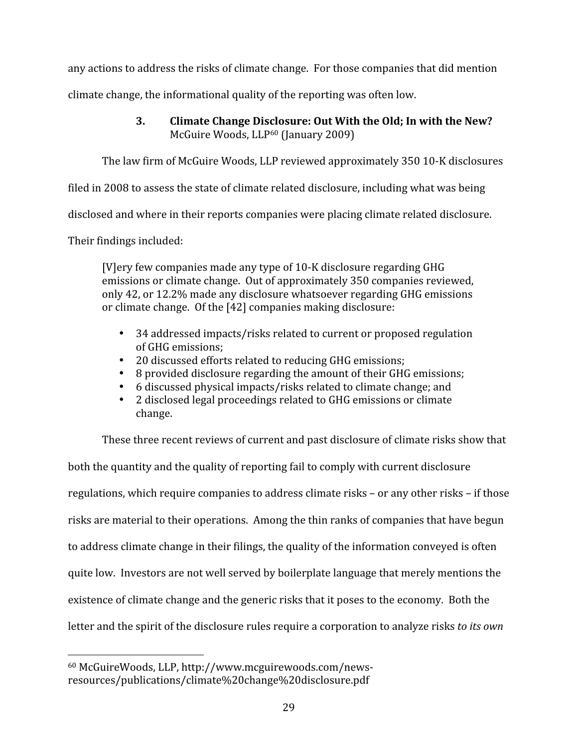any actions to address the risks of climate change. For those companies that did mention climate change, the informational quality of the reporting was often low.

### 3. Climate Change Disclosure: Out With the Old; In with the New?

McGuire Woods, LLP[60] (January 2009)

The law firm of McGuire Woods, LLP reviewed approximately 350 10-K disclosures filed in 2008 to assess the state of climate related disclosure, including what was being disclosed and where in their reports companies were placing climate related disclosure. Their findings included:

> [V]ery few companies made any type of 10-K disclosure regarding GHG emissions or climate change. Out of approximately 350 companies reviewed, only 42, or 12.2% made any disclosure whatsoever regarding GHG emissions or climate change. Of the [42] companies making disclosure:
>
> - 34 addressed impacts/risks related to current or proposed regulation of GHG emissions;
> - 20 discussed efforts related to reducing GHG emissions;
> - 8 provided disclosure regarding the amount of their GHG emissions;
> - 6 discussed physical impacts/risks related to climate change; and
> - 2 disclosed legal proceedings related to GHG emissions or climate change.

These three recent reviews of current and past disclosure of climate risks show that both the quantity and the quality of reporting fail to comply with current disclosure regulations, which require companies to address climate risks – or any other risks – if those risks are material to their operations. Among the thin ranks of companies that have begun to address climate change in their filings, the quality of the information conveyed is often quite low. Investors are not well served by boilerplate language that merely mentions the existence of climate change and the generic risks that it poses to the economy. Both the letter and the spirit of the disclosure rules require a corporation to analyze risks *to its own*

---

[60] McGuireWoods, LLP, http://www.mcguirewoods.com/news-resources/publications/climate%20change%20disclosure.pdf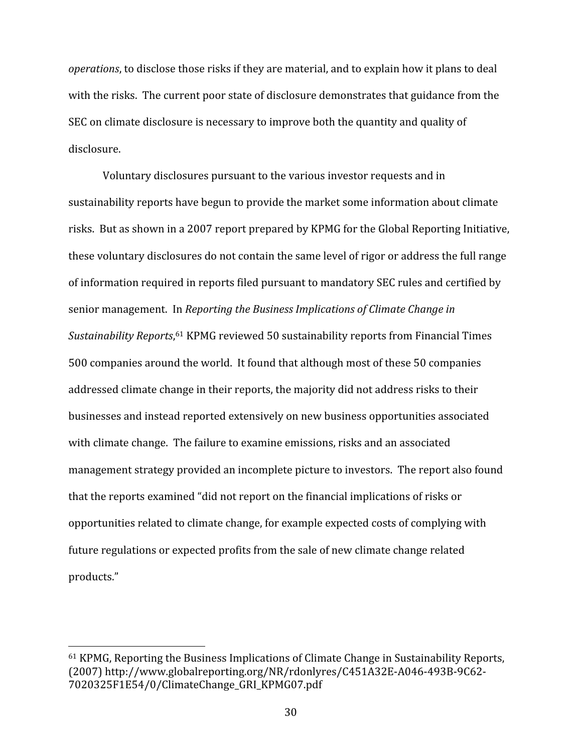*operations*, to disclose those risks if they are material, and to explain how it plans to deal with the risks. The current poor state of disclosure demonstrates that guidance from the SEC on climate disclosure is necessary to improve both the quantity and quality of disclosure.

Voluntary disclosures pursuant to the various investor requests and in sustainability reports have begun to provide the market some information about climate risks. But as shown in a 2007 report prepared by KPMG for the Global Reporting Initiative, these voluntary disclosures do not contain the same level of rigor or address the full range of information required in reports filed pursuant to mandatory SEC rules and certified by senior management. In *Reporting the Business Implications of Climate Change in Sustainability Reports*,[61] KPMG reviewed 50 sustainability reports from Financial Times 500 companies around the world. It found that although most of these 50 companies addressed climate change in their reports, the majority did not address risks to their businesses and instead reported extensively on new business opportunities associated with climate change. The failure to examine emissions, risks and an associated management strategy provided an incomplete picture to investors. The report also found that the reports examined "did not report on the financial implications of risks or opportunities related to climate change, for example expected costs of complying with future regulations or expected profits from the sale of new climate change related products."

---

[61] KPMG, Reporting the Business Implications of Climate Change in Sustainability Reports, (2007) http://www.globalreporting.org/NR/rdonlyres/C451A32E-A046-493B-9C62-7020325F1E54/0/ClimateChange_GRI_KPMG07.pdf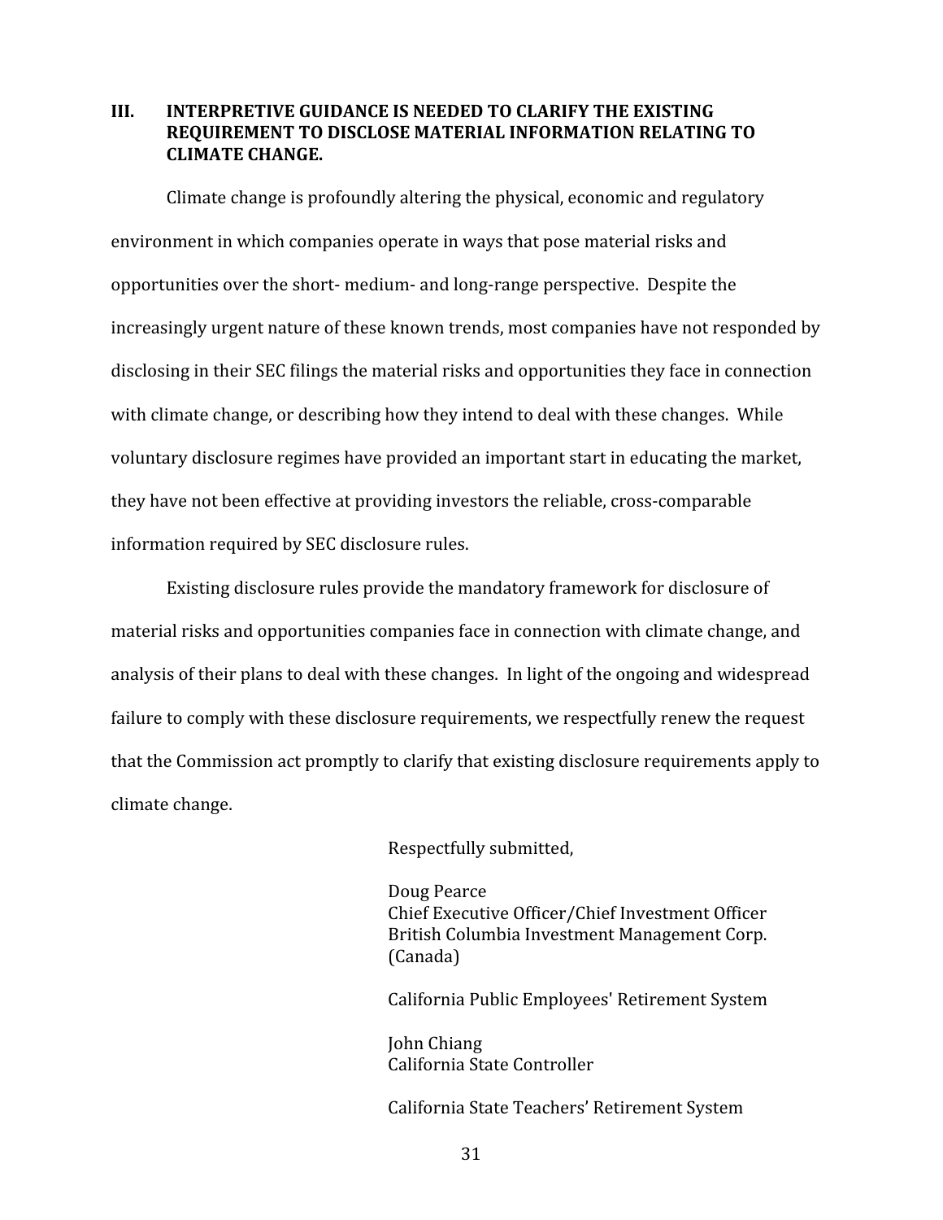## III. INTERPRETIVE GUIDANCE IS NEEDED TO CLARIFY THE EXISTING REQUIREMENT TO DISCLOSE MATERIAL INFORMATION RELATING TO CLIMATE CHANGE.

Climate change is profoundly altering the physical, economic and regulatory environment in which companies operate in ways that pose material risks and opportunities over the short- medium- and long-range perspective. Despite the increasingly urgent nature of these known trends, most companies have not responded by disclosing in their SEC filings the material risks and opportunities they face in connection with climate change, or describing how they intend to deal with these changes. While voluntary disclosure regimes have provided an important start in educating the market, they have not been effective at providing investors the reliable, cross-comparable information required by SEC disclosure rules.

Existing disclosure rules provide the mandatory framework for disclosure of material risks and opportunities companies face in connection with climate change, and analysis of their plans to deal with these changes. In light of the ongoing and widespread failure to comply with these disclosure requirements, we respectfully renew the request that the Commission act promptly to clarify that existing disclosure requirements apply to climate change.

Respectfully submitted,

Doug Pearce
Chief Executive Officer/Chief Investment Officer
British Columbia Investment Management Corp.
(Canada)

California Public Employees' Retirement System

John Chiang
California State Controller

California State Teachers' Retirement System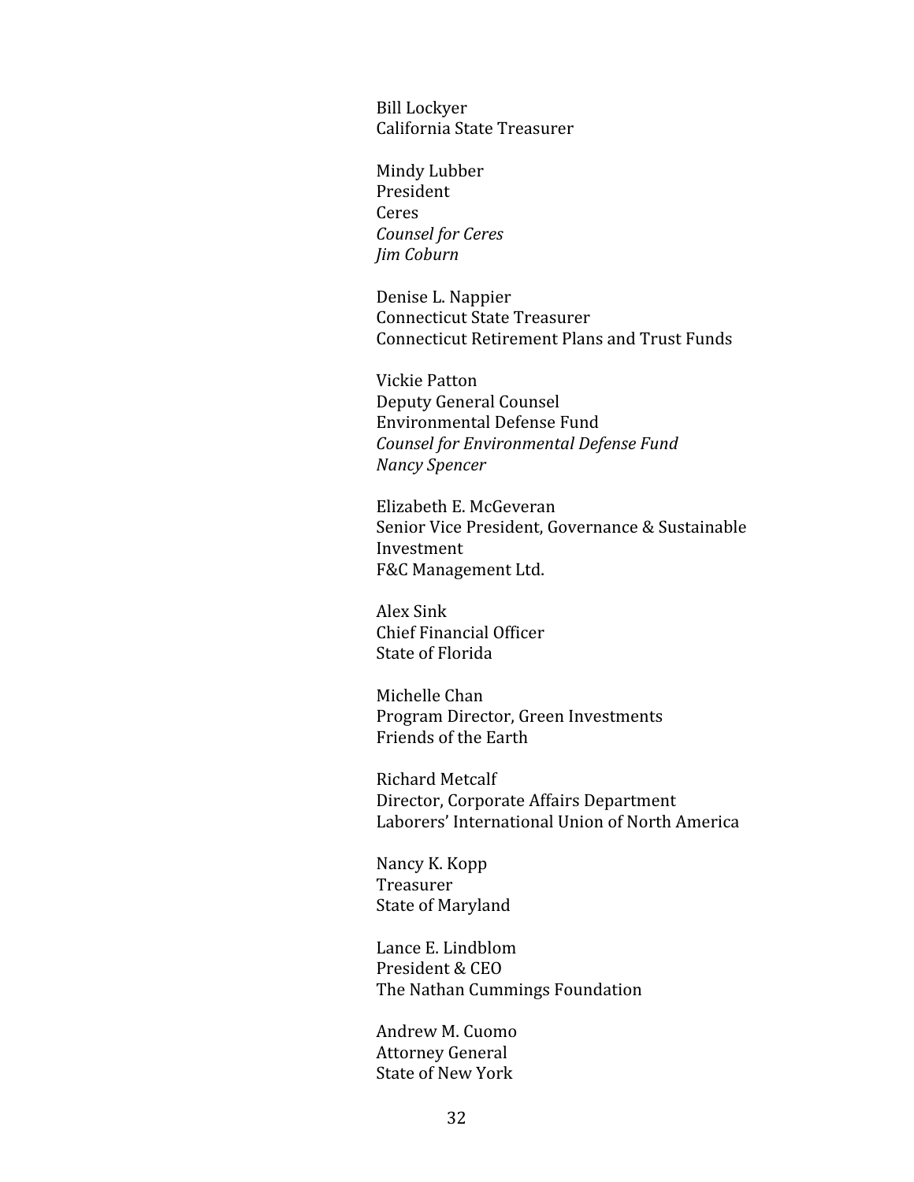Bill Lockyer
California State Treasurer

Mindy Lubber
President
Ceres
*Counsel for Ceres*
*Jim Coburn*

Denise L. Nappier
Connecticut State Treasurer
Connecticut Retirement Plans and Trust Funds

Vickie Patton
Deputy General Counsel
Environmental Defense Fund
*Counsel for Environmental Defense Fund*
*Nancy Spencer*

Elizabeth E. McGeveran
Senior Vice President, Governance & Sustainable Investment
F&C Management Ltd.

Alex Sink
Chief Financial Officer
State of Florida

Michelle Chan
Program Director, Green Investments
Friends of the Earth

Richard Metcalf
Director, Corporate Affairs Department
Laborers' International Union of North America

Nancy K. Kopp
Treasurer
State of Maryland

Lance E. Lindblom
President & CEO
The Nathan Cummings Foundation

Andrew M. Cuomo
Attorney General
State of New York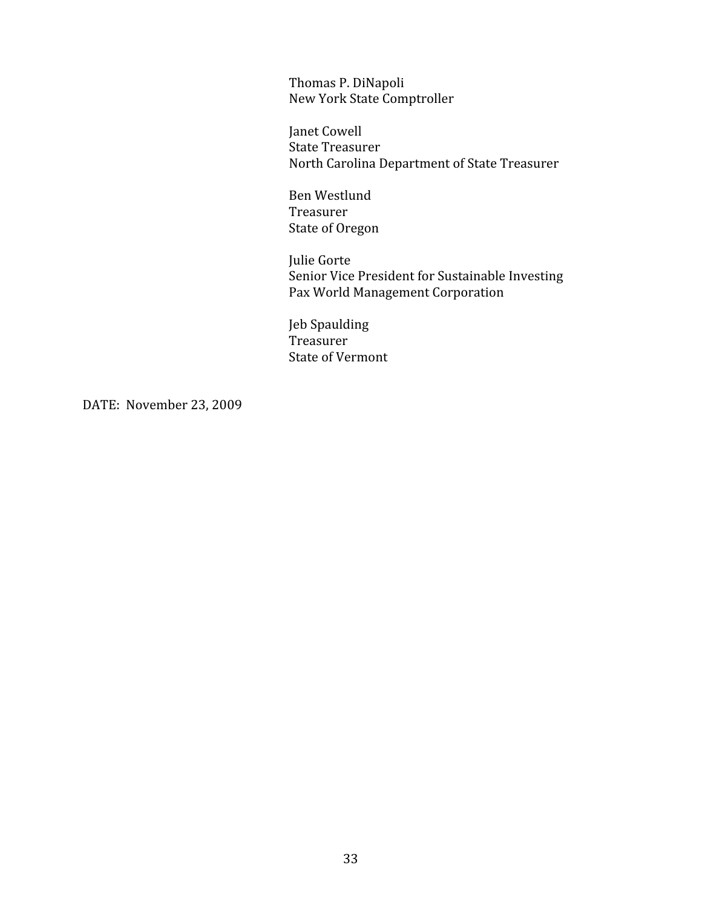Thomas P. DiNapoli
New York State Comptroller

Janet Cowell
State Treasurer
North Carolina Department of State Treasurer

Ben Westlund
Treasurer
State of Oregon

Julie Gorte
Senior Vice President for Sustainable Investing
Pax World Management Corporation

Jeb Spaulding
Treasurer
State of Vermont

DATE: November 23, 2009